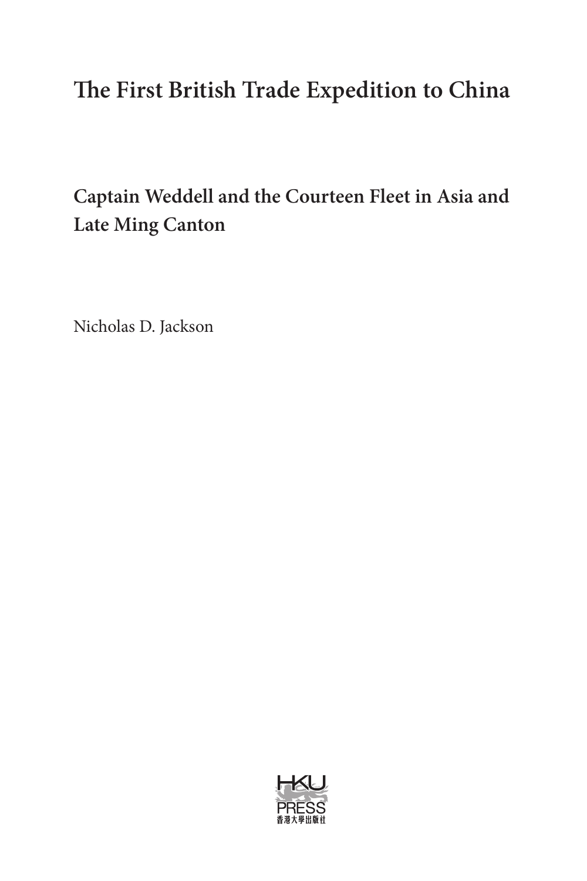# The First British Trade Expedition to China

## Captain Weddell and the Courteen Fleet in Asia and Late Ming Canton

Nicholas D. Jackson

HKU PRESS
香港大學出版社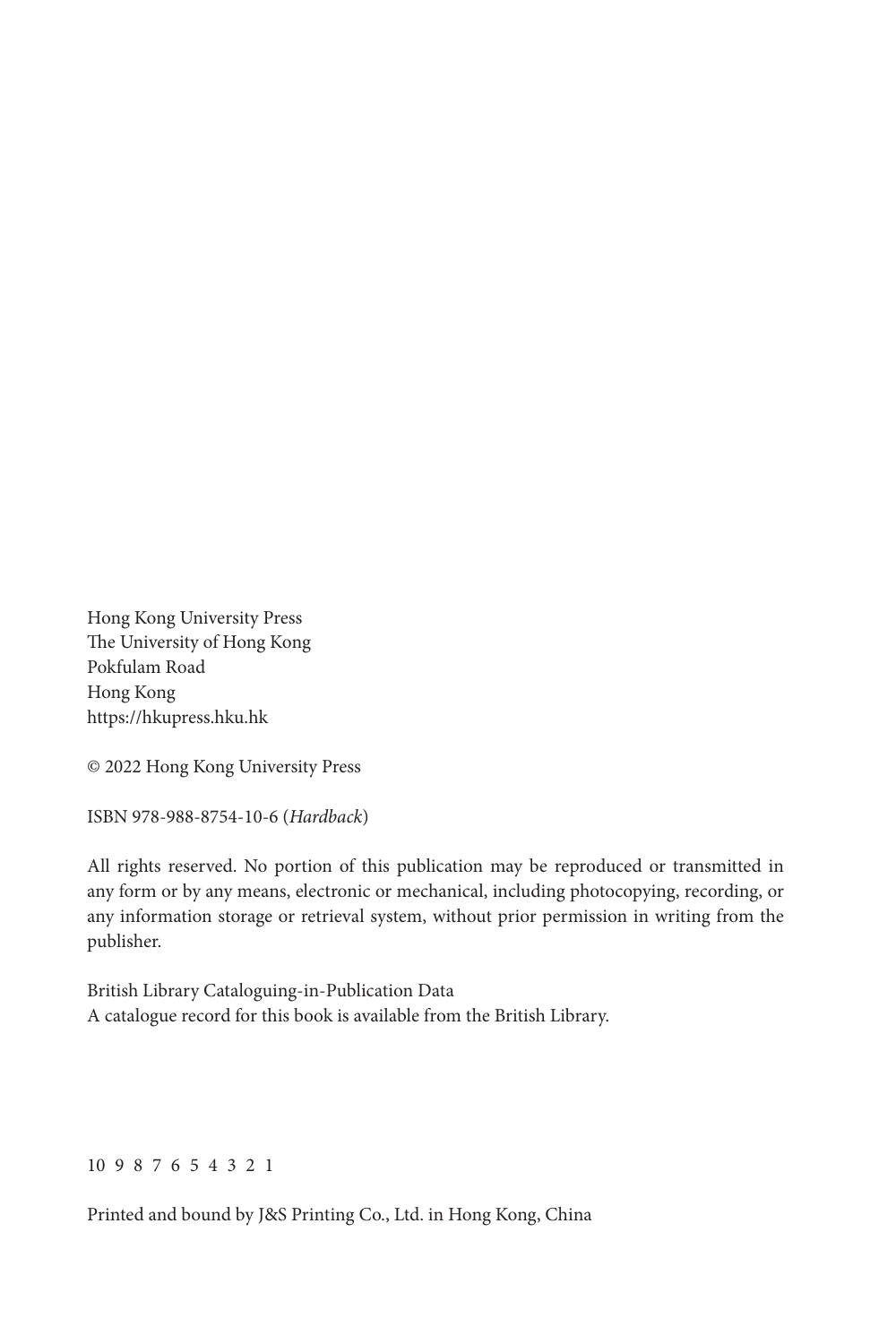Hong Kong University Press
The University of Hong Kong
Pokfulam Road
Hong Kong
https://hkupress.hku.hk

© 2022 Hong Kong University Press

ISBN 978-988-8754-10-6 (*Hardback*)

All rights reserved. No portion of this publication may be reproduced or transmitted in any form or by any means, electronic or mechanical, including photocopying, recording, or any information storage or retrieval system, without prior permission in writing from the publisher.

British Library Cataloguing-in-Publication Data
A catalogue record for this book is available from the British Library.

10 9 8 7 6 5 4 3 2 1

Printed and bound by J&S Printing Co., Ltd. in Hong Kong, China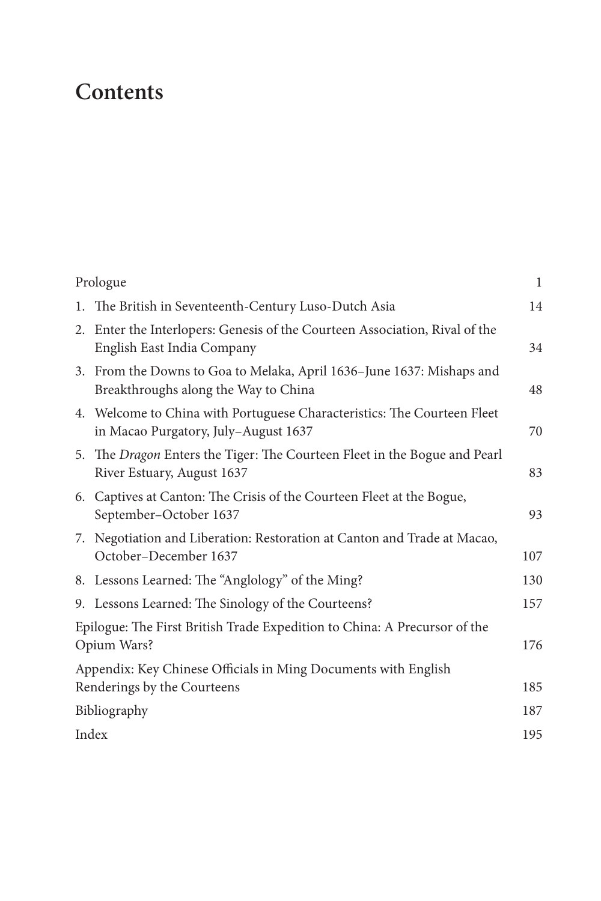# Contents

| | |
|---|---|
| Prologue | 1 |
| 1. The British in Seventeenth-Century Luso-Dutch Asia | 14 |
| 2. Enter the Interlopers: Genesis of the Courteen Association, Rival of the English East India Company | 34 |
| 3. From the Downs to Goa to Melaka, April 1636–June 1637: Mishaps and Breakthroughs along the Way to China | 48 |
| 4. Welcome to China with Portuguese Characteristics: The Courteen Fleet in Macao Purgatory, July–August 1637 | 70 |
| 5. The *Dragon* Enters the Tiger: The Courteen Fleet in the Bogue and Pearl River Estuary, August 1637 | 83 |
| 6. Captives at Canton: The Crisis of the Courteen Fleet at the Bogue, September–October 1637 | 93 |
| 7. Negotiation and Liberation: Restoration at Canton and Trade at Macao, October–December 1637 | 107 |
| 8. Lessons Learned: The "Anglology" of the Ming? | 130 |
| 9. Lessons Learned: The Sinology of the Courteens? | 157 |
| Epilogue: The First British Trade Expedition to China: A Precursor of the Opium Wars? | 176 |
| Appendix: Key Chinese Officials in Ming Documents with English Renderings by the Courteens | 185 |
| Bibliography | 187 |
| Index | 195 |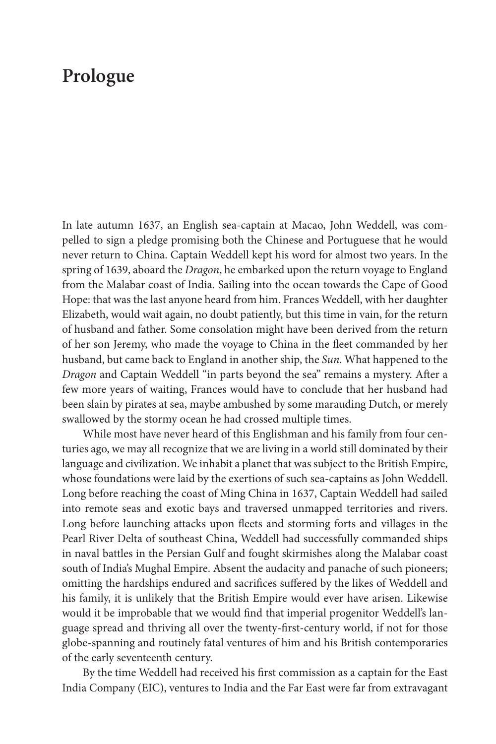# Prologue

In late autumn 1637, an English sea-captain at Macao, John Weddell, was compelled to sign a pledge promising both the Chinese and Portuguese that he would never return to China. Captain Weddell kept his word for almost two years. In the spring of 1639, aboard the *Dragon*, he embarked upon the return voyage to England from the Malabar coast of India. Sailing into the ocean towards the Cape of Good Hope: that was the last anyone heard from him. Frances Weddell, with her daughter Elizabeth, would wait again, no doubt patiently, but this time in vain, for the return of husband and father. Some consolation might have been derived from the return of her son Jeremy, who made the voyage to China in the fleet commanded by her husband, but came back to England in another ship, the *Sun*. What happened to the *Dragon* and Captain Weddell "in parts beyond the sea" remains a mystery. After a few more years of waiting, Frances would have to conclude that her husband had been slain by pirates at sea, maybe ambushed by some marauding Dutch, or merely swallowed by the stormy ocean he had crossed multiple times.

While most have never heard of this Englishman and his family from four centuries ago, we may all recognize that we are living in a world still dominated by their language and civilization. We inhabit a planet that was subject to the British Empire, whose foundations were laid by the exertions of such sea-captains as John Weddell. Long before reaching the coast of Ming China in 1637, Captain Weddell had sailed into remote seas and exotic bays and traversed unmapped territories and rivers. Long before launching attacks upon fleets and storming forts and villages in the Pearl River Delta of southeast China, Weddell had successfully commanded ships in naval battles in the Persian Gulf and fought skirmishes along the Malabar coast south of India's Mughal Empire. Absent the audacity and panache of such pioneers; omitting the hardships endured and sacrifices suffered by the likes of Weddell and his family, it is unlikely that the British Empire would ever have arisen. Likewise would it be improbable that we would find that imperial progenitor Weddell's language spread and thriving all over the twenty-first-century world, if not for those globe-spanning and routinely fatal ventures of him and his British contemporaries of the early seventeenth century.

By the time Weddell had received his first commission as a captain for the East India Company (EIC), ventures to India and the Far East were far from extravagant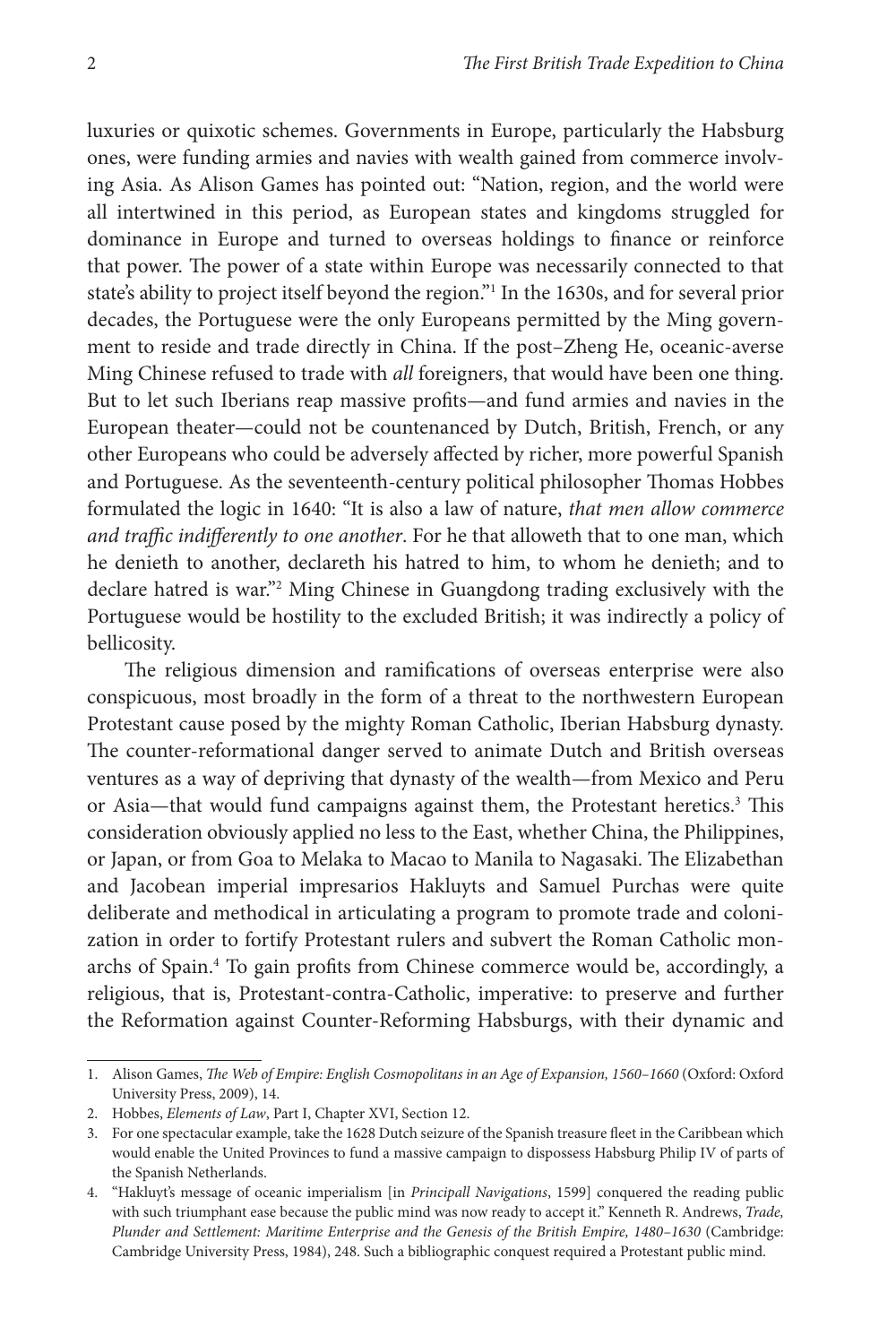luxuries or quixotic schemes. Governments in Europe, particularly the Habsburg ones, were funding armies and navies with wealth gained from commerce involving Asia. As Alison Games has pointed out: "Nation, region, and the world were all intertwined in this period, as European states and kingdoms struggled for dominance in Europe and turned to overseas holdings to finance or reinforce that power. The power of a state within Europe was necessarily connected to that state's ability to project itself beyond the region."[1] In the 1630s, and for several prior decades, the Portuguese were the only Europeans permitted by the Ming government to reside and trade directly in China. If the post–Zheng He, oceanic-averse Ming Chinese refused to trade with *all* foreigners, that would have been one thing. But to let such Iberians reap massive profits—and fund armies and navies in the European theater—could not be countenanced by Dutch, British, French, or any other Europeans who could be adversely affected by richer, more powerful Spanish and Portuguese. As the seventeenth-century political philosopher Thomas Hobbes formulated the logic in 1640: "It is also a law of nature, *that men allow commerce and traffic indifferently to one another*. For he that alloweth that to one man, which he denieth to another, declareth his hatred to him, to whom he denieth; and to declare hatred is war."[2] Ming Chinese in Guangdong trading exclusively with the Portuguese would be hostility to the excluded British; it was indirectly a policy of bellicosity.

The religious dimension and ramifications of overseas enterprise were also conspicuous, most broadly in the form of a threat to the northwestern European Protestant cause posed by the mighty Roman Catholic, Iberian Habsburg dynasty. The counter-reformational danger served to animate Dutch and British overseas ventures as a way of depriving that dynasty of the wealth—from Mexico and Peru or Asia—that would fund campaigns against them, the Protestant heretics.[3] This consideration obviously applied no less to the East, whether China, the Philippines, or Japan, or from Goa to Melaka to Macao to Manila to Nagasaki. The Elizabethan and Jacobean imperial impresarios Hakluyts and Samuel Purchas were quite deliberate and methodical in articulating a program to promote trade and colonization in order to fortify Protestant rulers and subvert the Roman Catholic monarchs of Spain.[4] To gain profits from Chinese commerce would be, accordingly, a religious, that is, Protestant-contra-Catholic, imperative: to preserve and further the Reformation against Counter-Reforming Habsburgs, with their dynamic and

---

1. Alison Games, *The Web of Empire: English Cosmopolitans in an Age of Expansion, 1560–1660* (Oxford: Oxford University Press, 2009), 14.
2. Hobbes, *Elements of Law*, Part I, Chapter XVI, Section 12.
3. For one spectacular example, take the 1628 Dutch seizure of the Spanish treasure fleet in the Caribbean which would enable the United Provinces to fund a massive campaign to dispossess Habsburg Philip IV of parts of the Spanish Netherlands.
4. "Hakluyt's message of oceanic imperialism [in *Principall Navigations*, 1599] conquered the reading public with such triumphant ease because the public mind was now ready to accept it." Kenneth R. Andrews, *Trade, Plunder and Settlement: Maritime Enterprise and the Genesis of the British Empire, 1480–1630* (Cambridge: Cambridge University Press, 1984), 248. Such a bibliographic conquest required a Protestant public mind.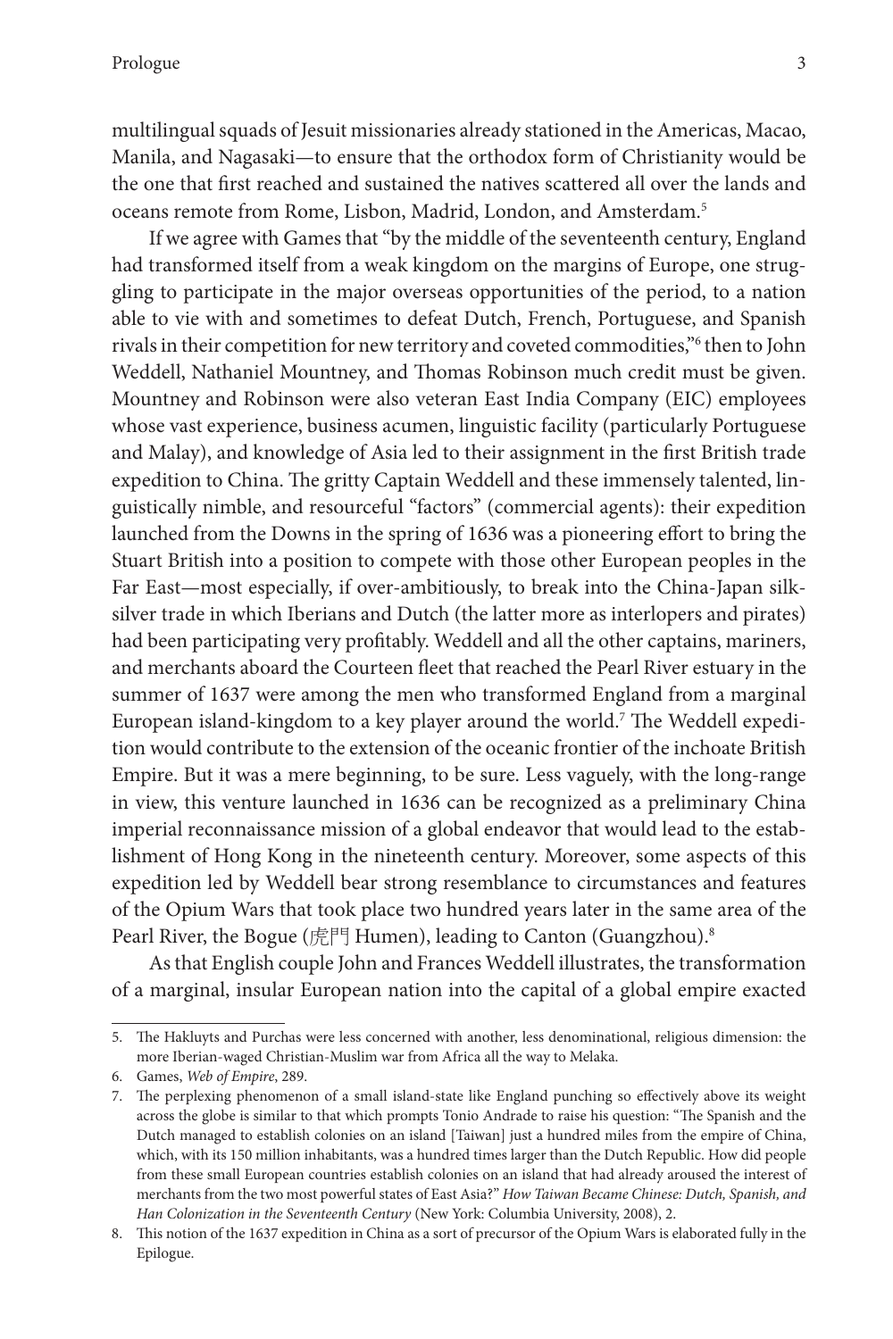multilingual squads of Jesuit missionaries already stationed in the Americas, Macao, Manila, and Nagasaki—to ensure that the orthodox form of Christianity would be the one that first reached and sustained the natives scattered all over the lands and oceans remote from Rome, Lisbon, Madrid, London, and Amsterdam.[5]

If we agree with Games that "by the middle of the seventeenth century, England had transformed itself from a weak kingdom on the margins of Europe, one struggling to participate in the major overseas opportunities of the period, to a nation able to vie with and sometimes to defeat Dutch, French, Portuguese, and Spanish rivals in their competition for new territory and coveted commodities,"[6] then to John Weddell, Nathaniel Mountney, and Thomas Robinson much credit must be given. Mountney and Robinson were also veteran East India Company (EIC) employees whose vast experience, business acumen, linguistic facility (particularly Portuguese and Malay), and knowledge of Asia led to their assignment in the first British trade expedition to China. The gritty Captain Weddell and these immensely talented, linguistically nimble, and resourceful "factors" (commercial agents): their expedition launched from the Downs in the spring of 1636 was a pioneering effort to bring the Stuart British into a position to compete with those other European peoples in the Far East—most especially, if over-ambitiously, to break into the China-Japan silk-silver trade in which Iberians and Dutch (the latter more as interlopers and pirates) had been participating very profitably. Weddell and all the other captains, mariners, and merchants aboard the Courteen fleet that reached the Pearl River estuary in the summer of 1637 were among the men who transformed England from a marginal European island-kingdom to a key player around the world.[7] The Weddell expedition would contribute to the extension of the oceanic frontier of the inchoate British Empire. But it was a mere beginning, to be sure. Less vaguely, with the long-range in view, this venture launched in 1636 can be recognized as a preliminary China imperial reconnaissance mission of a global endeavor that would lead to the establishment of Hong Kong in the nineteenth century. Moreover, some aspects of this expedition led by Weddell bear strong resemblance to circumstances and features of the Opium Wars that took place two hundred years later in the same area of the Pearl River, the Bogue (虎門 Humen), leading to Canton (Guangzhou).[8]

As that English couple John and Frances Weddell illustrates, the transformation of a marginal, insular European nation into the capital of a global empire exacted

---

5. The Hakluyts and Purchas were less concerned with another, less denominational, religious dimension: the more Iberian-waged Christian-Muslim war from Africa all the way to Melaka.

6. Games, *Web of Empire*, 289.

7. The perplexing phenomenon of a small island-state like England punching so effectively above its weight across the globe is similar to that which prompts Tonio Andrade to raise his question: "The Spanish and the Dutch managed to establish colonies on an island [Taiwan] just a hundred miles from the empire of China, which, with its 150 million inhabitants, was a hundred times larger than the Dutch Republic. How did people from these small European countries establish colonies on an island that had already aroused the interest of merchants from the two most powerful states of East Asia?" *How Taiwan Became Chinese: Dutch, Spanish, and Han Colonization in the Seventeenth Century* (New York: Columbia University, 2008), 2.

8. This notion of the 1637 expedition in China as a sort of precursor of the Opium Wars is elaborated fully in the Epilogue.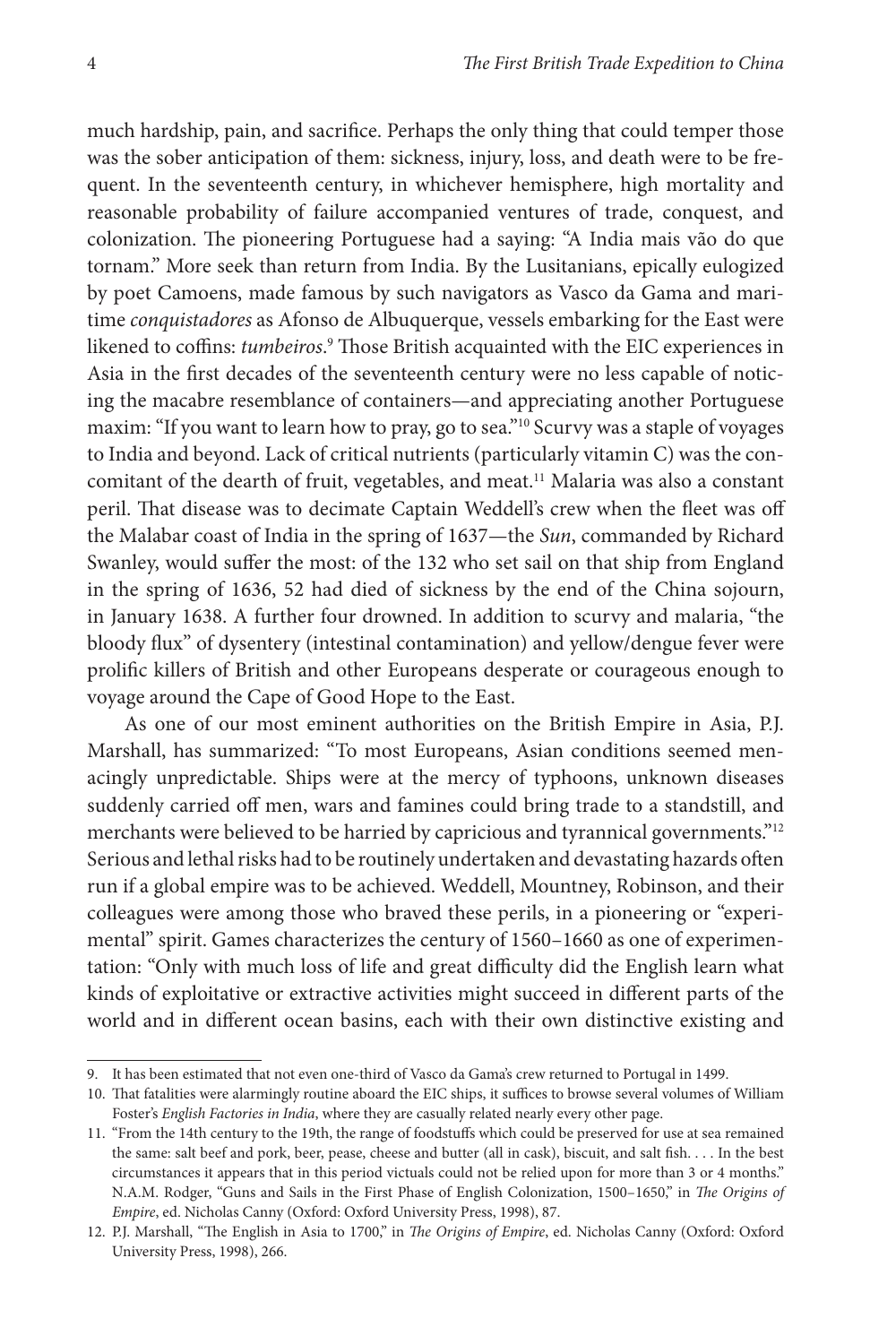much hardship, pain, and sacrifice. Perhaps the only thing that could temper those was the sober anticipation of them: sickness, injury, loss, and death were to be frequent. In the seventeenth century, in whichever hemisphere, high mortality and reasonable probability of failure accompanied ventures of trade, conquest, and colonization. The pioneering Portuguese had a saying: "A India mais vão do que tornam." More seek than return from India. By the Lusitanians, epically eulogized by poet Camoens, made famous by such navigators as Vasco da Gama and maritime *conquistadores* as Afonso de Albuquerque, vessels embarking for the East were likened to coffins: *tumbeiros*.[9] Those British acquainted with the EIC experiences in Asia in the first decades of the seventeenth century were no less capable of noticing the macabre resemblance of containers—and appreciating another Portuguese maxim: "If you want to learn how to pray, go to sea."[10] Scurvy was a staple of voyages to India and beyond. Lack of critical nutrients (particularly vitamin C) was the concomitant of the dearth of fruit, vegetables, and meat.[11] Malaria was also a constant peril. That disease was to decimate Captain Weddell's crew when the fleet was off the Malabar coast of India in the spring of 1637—the *Sun*, commanded by Richard Swanley, would suffer the most: of the 132 who set sail on that ship from England in the spring of 1636, 52 had died of sickness by the end of the China sojourn, in January 1638. A further four drowned. In addition to scurvy and malaria, "the bloody flux" of dysentery (intestinal contamination) and yellow/dengue fever were prolific killers of British and other Europeans desperate or courageous enough to voyage around the Cape of Good Hope to the East.

As one of our most eminent authorities on the British Empire in Asia, P.J. Marshall, has summarized: "To most Europeans, Asian conditions seemed menacingly unpredictable. Ships were at the mercy of typhoons, unknown diseases suddenly carried off men, wars and famines could bring trade to a standstill, and merchants were believed to be harried by capricious and tyrannical governments."[12] Serious and lethal risks had to be routinely undertaken and devastating hazards often run if a global empire was to be achieved. Weddell, Mountney, Robinson, and their colleagues were among those who braved these perils, in a pioneering or "experimental" spirit. Games characterizes the century of 1560–1660 as one of experimentation: "Only with much loss of life and great difficulty did the English learn what kinds of exploitative or extractive activities might succeed in different parts of the world and in different ocean basins, each with their own distinctive existing and

---

9. It has been estimated that not even one-third of Vasco da Gama's crew returned to Portugal in 1499.

10. That fatalities were alarmingly routine aboard the EIC ships, it suffices to browse several volumes of William Foster's *English Factories in India*, where they are casually related nearly every other page.

11. "From the 14th century to the 19th, the range of foodstuffs which could be preserved for use at sea remained the same: salt beef and pork, beer, pease, cheese and butter (all in cask), biscuit, and salt fish. . . . In the best circumstances it appears that in this period victuals could not be relied upon for more than 3 or 4 months." N.A.M. Rodger, "Guns and Sails in the First Phase of English Colonization, 1500–1650," in *The Origins of Empire*, ed. Nicholas Canny (Oxford: Oxford University Press, 1998), 87.

12. P.J. Marshall, "The English in Asia to 1700," in *The Origins of Empire*, ed. Nicholas Canny (Oxford: Oxford University Press, 1998), 266.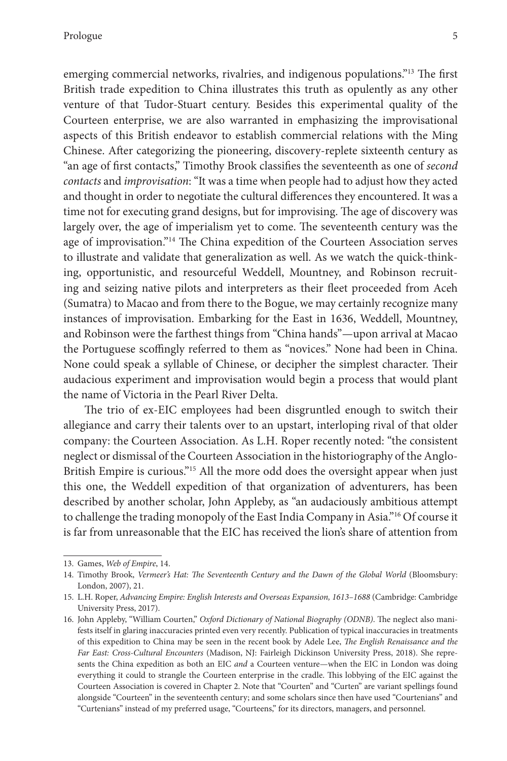emerging commercial networks, rivalries, and indigenous populations."[13] The first British trade expedition to China illustrates this truth as opulently as any other venture of that Tudor-Stuart century. Besides this experimental quality of the Courteen enterprise, we are also warranted in emphasizing the improvisational aspects of this British endeavor to establish commercial relations with the Ming Chinese. After categorizing the pioneering, discovery-replete sixteenth century as "an age of first contacts," Timothy Brook classifies the seventeenth as one of *second contacts* and *improvisation*: "It was a time when people had to adjust how they acted and thought in order to negotiate the cultural differences they encountered. It was a time not for executing grand designs, but for improvising. The age of discovery was largely over, the age of imperialism yet to come. The seventeenth century was the age of improvisation."[14] The China expedition of the Courteen Association serves to illustrate and validate that generalization as well. As we watch the quick-thinking, opportunistic, and resourceful Weddell, Mountney, and Robinson recruiting and seizing native pilots and interpreters as their fleet proceeded from Aceh (Sumatra) to Macao and from there to the Bogue, we may certainly recognize many instances of improvisation. Embarking for the East in 1636, Weddell, Mountney, and Robinson were the farthest things from "China hands"—upon arrival at Macao the Portuguese scoffingly referred to them as "novices." None had been in China. None could speak a syllable of Chinese, or decipher the simplest character. Their audacious experiment and improvisation would begin a process that would plant the name of Victoria in the Pearl River Delta.

The trio of ex-EIC employees had been disgruntled enough to switch their allegiance and carry their talents over to an upstart, interloping rival of that older company: the Courteen Association. As L.H. Roper recently noted: "the consistent neglect or dismissal of the Courteen Association in the historiography of the Anglo-British Empire is curious."[15] All the more odd does the oversight appear when just this one, the Weddell expedition of that organization of adventurers, has been described by another scholar, John Appleby, as "an audaciously ambitious attempt to challenge the trading monopoly of the East India Company in Asia."[16] Of course it is far from unreasonable that the EIC has received the lion's share of attention from

---

13. Games, *Web of Empire*, 14.

14. Timothy Brook, *Vermeer's Hat: The Seventeenth Century and the Dawn of the Global World* (Bloomsbury: London, 2007), 21.

15. L.H. Roper, *Advancing Empire: English Interests and Overseas Expansion, 1613–1688* (Cambridge: Cambridge University Press, 2017).

16. John Appleby, "William Courten," *Oxford Dictionary of National Biography (ODNB)*. The neglect also manifests itself in glaring inaccuracies printed even very recently. Publication of typical inaccuracies in treatments of this expedition to China may be seen in the recent book by Adele Lee, *The English Renaissance and the Far East: Cross-Cultural Encounters* (Madison, NJ: Fairleigh Dickinson University Press, 2018). She represents the China expedition as both an EIC *and* a Courteen venture—when the EIC in London was doing everything it could to strangle the Courteen enterprise in the cradle. This lobbying of the EIC against the Courteen Association is covered in Chapter 2. Note that "Courten" and "Curten" are variant spellings found alongside "Courteen" in the seventeenth century; and some scholars since then have used "Courtenians" and "Curtenians" instead of my preferred usage, "Courteens," for its directors, managers, and personnel.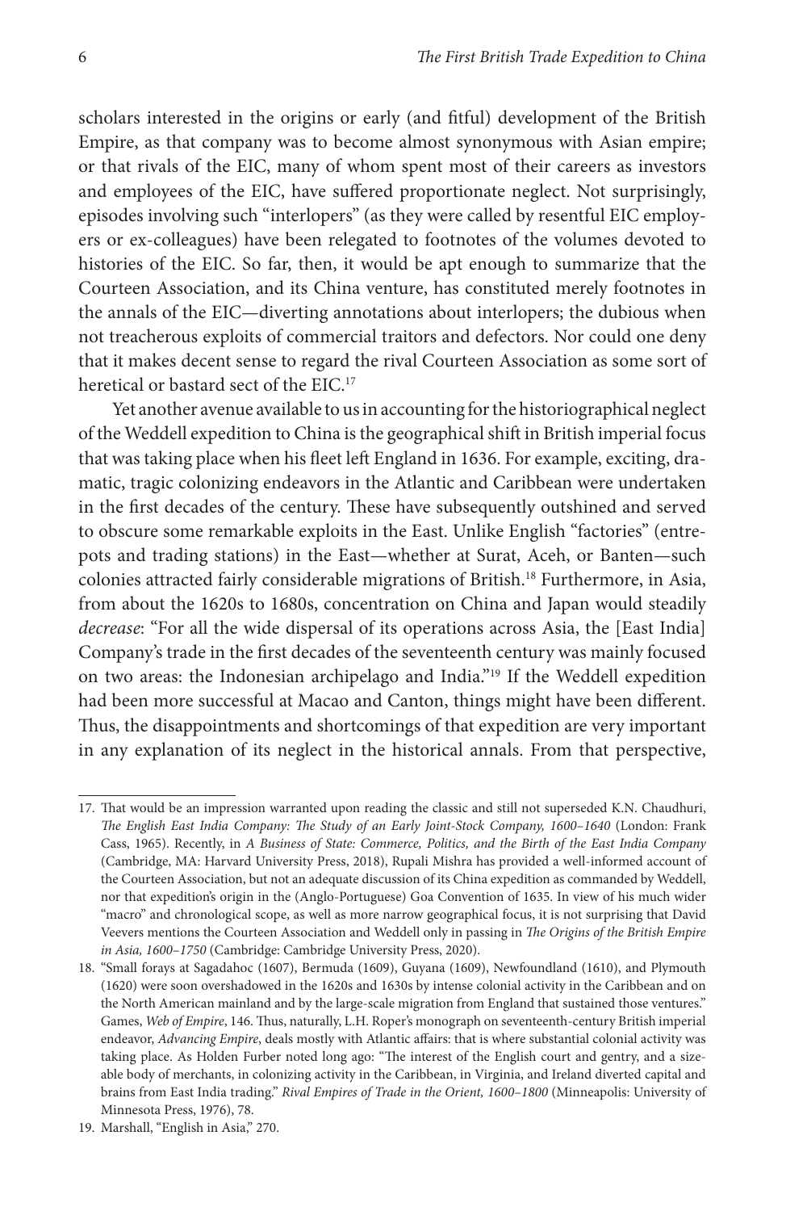scholars interested in the origins or early (and fitful) development of the British Empire, as that company was to become almost synonymous with Asian empire; or that rivals of the EIC, many of whom spent most of their careers as investors and employees of the EIC, have suffered proportionate neglect. Not surprisingly, episodes involving such "interlopers" (as they were called by resentful EIC employers or ex-colleagues) have been relegated to footnotes of the volumes devoted to histories of the EIC. So far, then, it would be apt enough to summarize that the Courteen Association, and its China venture, has constituted merely footnotes in the annals of the EIC—diverting annotations about interlopers; the dubious when not treacherous exploits of commercial traitors and defectors. Nor could one deny that it makes decent sense to regard the rival Courteen Association as some sort of heretical or bastard sect of the EIC.[17]

Yet another avenue available to us in accounting for the historiographical neglect of the Weddell expedition to China is the geographical shift in British imperial focus that was taking place when his fleet left England in 1636. For example, exciting, dramatic, tragic colonizing endeavors in the Atlantic and Caribbean were undertaken in the first decades of the century. These have subsequently outshined and served to obscure some remarkable exploits in the East. Unlike English "factories" (entrepots and trading stations) in the East—whether at Surat, Aceh, or Banten—such colonies attracted fairly considerable migrations of British.[18] Furthermore, in Asia, from about the 1620s to 1680s, concentration on China and Japan would steadily *decrease*: "For all the wide dispersal of its operations across Asia, the [East India] Company's trade in the first decades of the seventeenth century was mainly focused on two areas: the Indonesian archipelago and India."[19] If the Weddell expedition had been more successful at Macao and Canton, things might have been different. Thus, the disappointments and shortcomings of that expedition are very important in any explanation of its neglect in the historical annals. From that perspective,

---

17. That would be an impression warranted upon reading the classic and still not superseded K.N. Chaudhuri, *The English East India Company: The Study of an Early Joint-Stock Company, 1600–1640* (London: Frank Cass, 1965). Recently, in *A Business of State: Commerce, Politics, and the Birth of the East India Company* (Cambridge, MA: Harvard University Press, 2018), Rupali Mishra has provided a well-informed account of the Courteen Association, but not an adequate discussion of its China expedition as commanded by Weddell, nor that expedition's origin in the (Anglo-Portuguese) Goa Convention of 1635. In view of his much wider "macro" and chronological scope, as well as more narrow geographical focus, it is not surprising that David Veevers mentions the Courteen Association and Weddell only in passing in *The Origins of the British Empire in Asia, 1600–1750* (Cambridge: Cambridge University Press, 2020).

18. "Small forays at Sagadahoc (1607), Bermuda (1609), Guyana (1609), Newfoundland (1610), and Plymouth (1620) were soon overshadowed in the 1620s and 1630s by intense colonial activity in the Caribbean and on the North American mainland and by the large-scale migration from England that sustained those ventures." Games, *Web of Empire*, 146. Thus, naturally, L.H. Roper's monograph on seventeenth-century British imperial endeavor, *Advancing Empire*, deals mostly with Atlantic affairs: that is where substantial colonial activity was taking place. As Holden Furber noted long ago: "The interest of the English court and gentry, and a sizeable body of merchants, in colonizing activity in the Caribbean, in Virginia, and Ireland diverted capital and brains from East India trading." *Rival Empires of Trade in the Orient, 1600–1800* (Minneapolis: University of Minnesota Press, 1976), 78.

19. Marshall, "English in Asia," 270.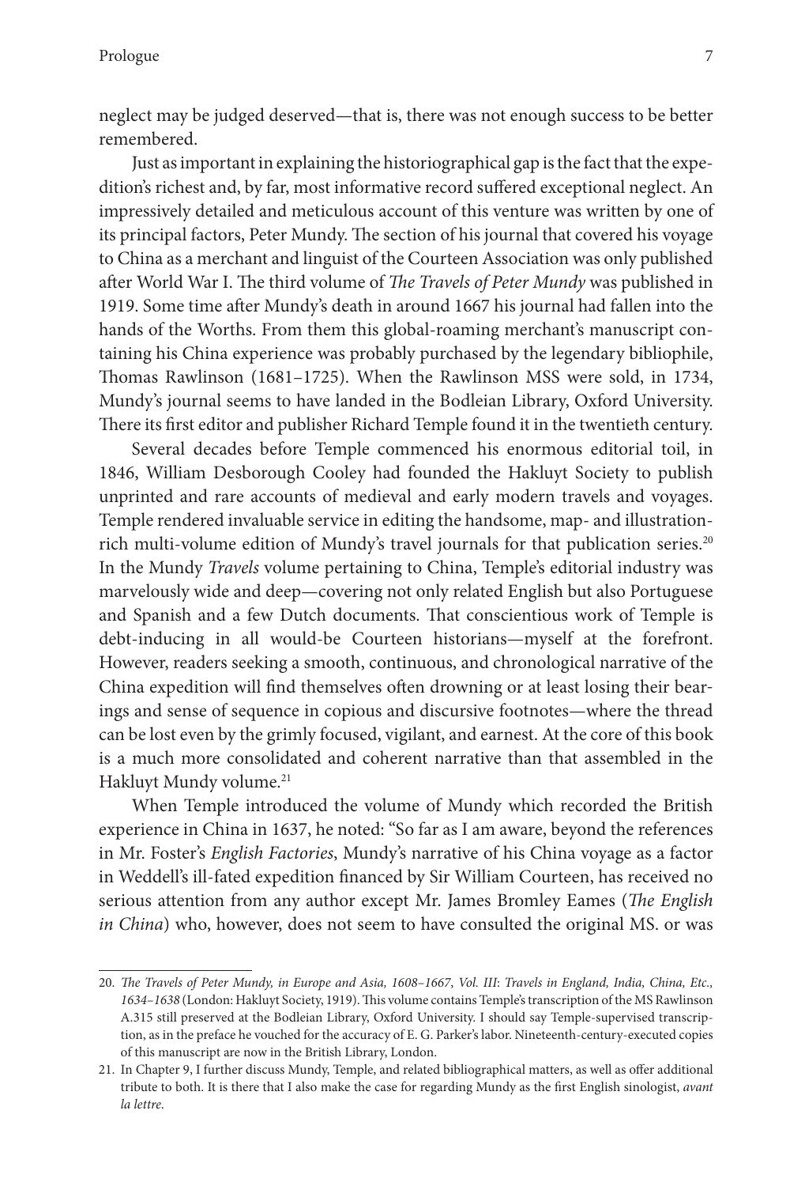neglect may be judged deserved—that is, there was not enough success to be better remembered.

Just as important in explaining the historiographical gap is the fact that the expedition's richest and, by far, most informative record suffered exceptional neglect. An impressively detailed and meticulous account of this venture was written by one of its principal factors, Peter Mundy. The section of his journal that covered his voyage to China as a merchant and linguist of the Courteen Association was only published after World War I. The third volume of *The Travels of Peter Mundy* was published in 1919. Some time after Mundy's death in around 1667 his journal had fallen into the hands of the Worths. From them this global-roaming merchant's manuscript containing his China experience was probably purchased by the legendary bibliophile, Thomas Rawlinson (1681–1725). When the Rawlinson MSS were sold, in 1734, Mundy's journal seems to have landed in the Bodleian Library, Oxford University. There its first editor and publisher Richard Temple found it in the twentieth century.

Several decades before Temple commenced his enormous editorial toil, in 1846, William Desborough Cooley had founded the Hakluyt Society to publish unprinted and rare accounts of medieval and early modern travels and voyages. Temple rendered invaluable service in editing the handsome, map- and illustration-rich multi-volume edition of Mundy's travel journals for that publication series.[20] In the Mundy *Travels* volume pertaining to China, Temple's editorial industry was marvelously wide and deep—covering not only related English but also Portuguese and Spanish and a few Dutch documents. That conscientious work of Temple is debt-inducing in all would-be Courteen historians—myself at the forefront. However, readers seeking a smooth, continuous, and chronological narrative of the China expedition will find themselves often drowning or at least losing their bearings and sense of sequence in copious and discursive footnotes—where the thread can be lost even by the grimly focused, vigilant, and earnest. At the core of this book is a much more consolidated and coherent narrative than that assembled in the Hakluyt Mundy volume.[21]

When Temple introduced the volume of Mundy which recorded the British experience in China in 1637, he noted: "So far as I am aware, beyond the references in Mr. Foster's *English Factories*, Mundy's narrative of his China voyage as a factor in Weddell's ill-fated expedition financed by Sir William Courteen, has received no serious attention from any author except Mr. James Bromley Eames (*The English in China*) who, however, does not seem to have consulted the original MS. or was

---

20. *The Travels of Peter Mundy, in Europe and Asia, 1608–1667*, *Vol. III*: *Travels in England, India, China, Etc., 1634–1638* (London: Hakluyt Society, 1919). This volume contains Temple's transcription of the MS Rawlinson A.315 still preserved at the Bodleian Library, Oxford University. I should say Temple-supervised transcription, as in the preface he vouched for the accuracy of E. G. Parker's labor. Nineteenth-century-executed copies of this manuscript are now in the British Library, London.

21. In Chapter 9, I further discuss Mundy, Temple, and related bibliographical matters, as well as offer additional tribute to both. It is there that I also make the case for regarding Mundy as the first English sinologist, *avant la lettre*.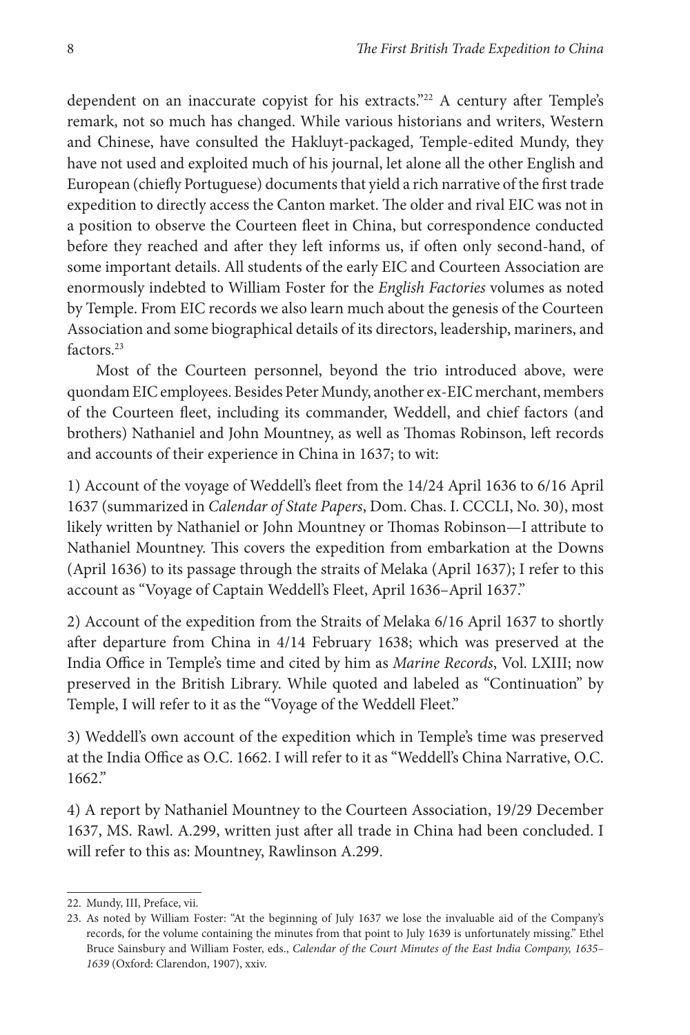dependent on an inaccurate copyist for his extracts."[22] A century after Temple's remark, not so much has changed. While various historians and writers, Western and Chinese, have consulted the Hakluyt-packaged, Temple-edited Mundy, they have not used and exploited much of his journal, let alone all the other English and European (chiefly Portuguese) documents that yield a rich narrative of the first trade expedition to directly access the Canton market. The older and rival EIC was not in a position to observe the Courteen fleet in China, but correspondence conducted before they reached and after they left informs us, if often only second-hand, of some important details. All students of the early EIC and Courteen Association are enormously indebted to William Foster for the *English Factories* volumes as noted by Temple. From EIC records we also learn much about the genesis of the Courteen Association and some biographical details of its directors, leadership, mariners, and factors.[23]

Most of the Courteen personnel, beyond the trio introduced above, were quondam EIC employees. Besides Peter Mundy, another ex-EIC merchant, members of the Courteen fleet, including its commander, Weddell, and chief factors (and brothers) Nathaniel and John Mountney, as well as Thomas Robinson, left records and accounts of their experience in China in 1637; to wit:

1) Account of the voyage of Weddell's fleet from the 14/24 April 1636 to 6/16 April 1637 (summarized in *Calendar of State Papers*, Dom. Chas. I. CCCLI, No. 30), most likely written by Nathaniel or John Mountney or Thomas Robinson—I attribute to Nathaniel Mountney. This covers the expedition from embarkation at the Downs (April 1636) to its passage through the straits of Melaka (April 1637); I refer to this account as "Voyage of Captain Weddell's Fleet, April 1636–April 1637."

2) Account of the expedition from the Straits of Melaka 6/16 April 1637 to shortly after departure from China in 4/14 February 1638; which was preserved at the India Office in Temple's time and cited by him as *Marine Records*, Vol. LXIII; now preserved in the British Library. While quoted and labeled as "Continuation" by Temple, I will refer to it as the "Voyage of the Weddell Fleet."

3) Weddell's own account of the expedition which in Temple's time was preserved at the India Office as O.C. 1662. I will refer to it as "Weddell's China Narrative, O.C. 1662."

4) A report by Nathaniel Mountney to the Courteen Association, 19/29 December 1637, MS. Rawl. A.299, written just after all trade in China had been concluded. I will refer to this as: Mountney, Rawlinson A.299.

---

22. Mundy, III, Preface, vii.

23. As noted by William Foster: "At the beginning of July 1637 we lose the invaluable aid of the Company's records, for the volume containing the minutes from that point to July 1639 is unfortunately missing." Ethel Bruce Sainsbury and William Foster, eds., *Calendar of the Court Minutes of the East India Company, 1635–1639* (Oxford: Clarendon, 1907), xxiv.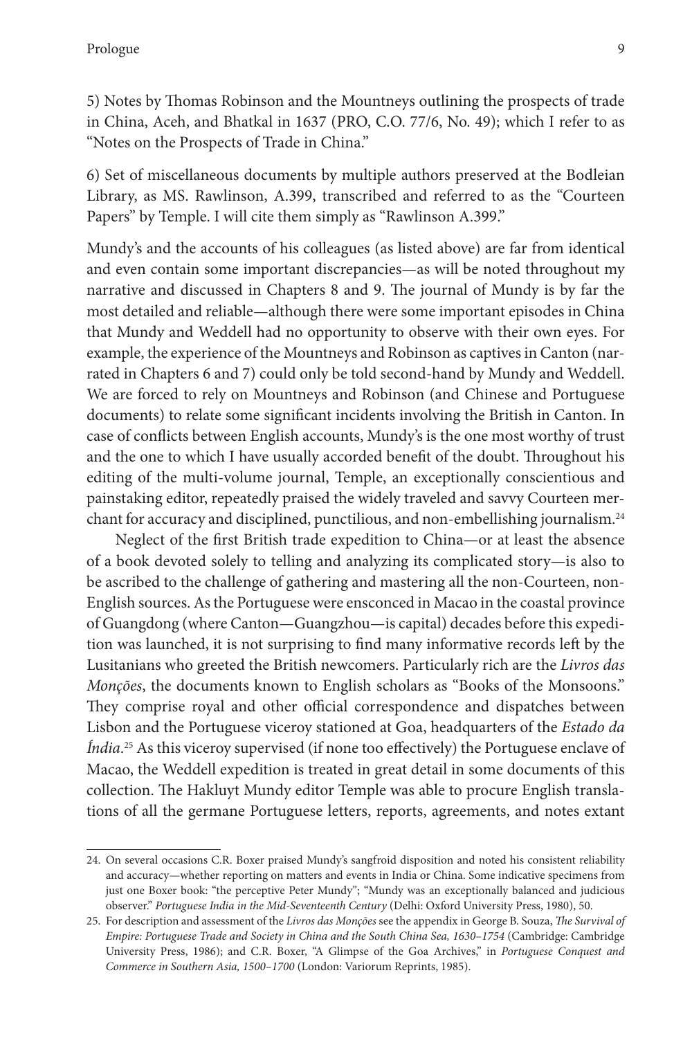5) Notes by Thomas Robinson and the Mountneys outlining the prospects of trade in China, Aceh, and Bhatkal in 1637 (PRO, C.O. 77/6, No. 49); which I refer to as "Notes on the Prospects of Trade in China."

6) Set of miscellaneous documents by multiple authors preserved at the Bodleian Library, as MS. Rawlinson, A.399, transcribed and referred to as the "Courteen Papers" by Temple. I will cite them simply as "Rawlinson A.399."

Mundy's and the accounts of his colleagues (as listed above) are far from identical and even contain some important discrepancies—as will be noted throughout my narrative and discussed in Chapters 8 and 9. The journal of Mundy is by far the most detailed and reliable—although there were some important episodes in China that Mundy and Weddell had no opportunity to observe with their own eyes. For example, the experience of the Mountneys and Robinson as captives in Canton (narrated in Chapters 6 and 7) could only be told second-hand by Mundy and Weddell. We are forced to rely on Mountneys and Robinson (and Chinese and Portuguese documents) to relate some significant incidents involving the British in Canton. In case of conflicts between English accounts, Mundy's is the one most worthy of trust and the one to which I have usually accorded benefit of the doubt. Throughout his editing of the multi-volume journal, Temple, an exceptionally conscientious and painstaking editor, repeatedly praised the widely traveled and savvy Courteen merchant for accuracy and disciplined, punctilious, and non-embellishing journalism.[24]

Neglect of the first British trade expedition to China—or at least the absence of a book devoted solely to telling and analyzing its complicated story—is also to be ascribed to the challenge of gathering and mastering all the non-Courteen, non-English sources. As the Portuguese were ensconced in Macao in the coastal province of Guangdong (where Canton—Guangzhou—is capital) decades before this expedition was launched, it is not surprising to find many informative records left by the Lusitanians who greeted the British newcomers. Particularly rich are the *Livros das Monções*, the documents known to English scholars as "Books of the Monsoons." They comprise royal and other official correspondence and dispatches between Lisbon and the Portuguese viceroy stationed at Goa, headquarters of the *Estado da Índia*.[25] As this viceroy supervised (if none too effectively) the Portuguese enclave of Macao, the Weddell expedition is treated in great detail in some documents of this collection. The Hakluyt Mundy editor Temple was able to procure English translations of all the germane Portuguese letters, reports, agreements, and notes extant

---

24. On several occasions C.R. Boxer praised Mundy's sangfroid disposition and noted his consistent reliability and accuracy—whether reporting on matters and events in India or China. Some indicative specimens from just one Boxer book: "the perceptive Peter Mundy"; "Mundy was an exceptionally balanced and judicious observer." *Portuguese India in the Mid-Seventeenth Century* (Delhi: Oxford University Press, 1980), 50.

25. For description and assessment of the *Livros das Monções* see the appendix in George B. Souza, *The Survival of Empire: Portuguese Trade and Society in China and the South China Sea, 1630–1754* (Cambridge: Cambridge University Press, 1986); and C.R. Boxer, "A Glimpse of the Goa Archives," in *Portuguese Conquest and Commerce in Southern Asia, 1500–1700* (London: Variorum Reprints, 1985).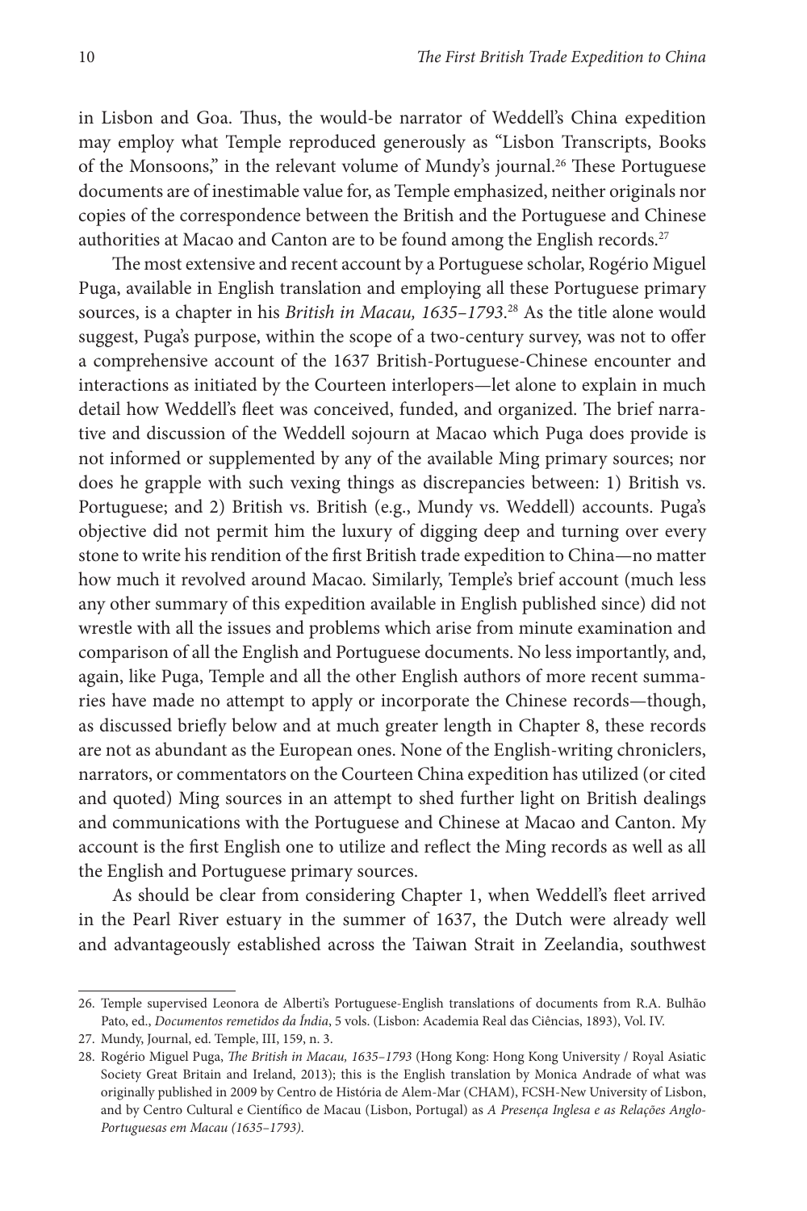in Lisbon and Goa. Thus, the would-be narrator of Weddell's China expedition may employ what Temple reproduced generously as "Lisbon Transcripts, Books of the Monsoons," in the relevant volume of Mundy's journal.[26] These Portuguese documents are of inestimable value for, as Temple emphasized, neither originals nor copies of the correspondence between the British and the Portuguese and Chinese authorities at Macao and Canton are to be found among the English records.[27]

The most extensive and recent account by a Portuguese scholar, Rogério Miguel Puga, available in English translation and employing all these Portuguese primary sources, is a chapter in his *British in Macau, 1635–1793*.[28] As the title alone would suggest, Puga's purpose, within the scope of a two-century survey, was not to offer a comprehensive account of the 1637 British-Portuguese-Chinese encounter and interactions as initiated by the Courteen interlopers—let alone to explain in much detail how Weddell's fleet was conceived, funded, and organized. The brief narrative and discussion of the Weddell sojourn at Macao which Puga does provide is not informed or supplemented by any of the available Ming primary sources; nor does he grapple with such vexing things as discrepancies between: 1) British vs. Portuguese; and 2) British vs. British (e.g., Mundy vs. Weddell) accounts. Puga's objective did not permit him the luxury of digging deep and turning over every stone to write his rendition of the first British trade expedition to China—no matter how much it revolved around Macao. Similarly, Temple's brief account (much less any other summary of this expedition available in English published since) did not wrestle with all the issues and problems which arise from minute examination and comparison of all the English and Portuguese documents. No less importantly, and, again, like Puga, Temple and all the other English authors of more recent summaries have made no attempt to apply or incorporate the Chinese records—though, as discussed briefly below and at much greater length in Chapter 8, these records are not as abundant as the European ones. None of the English-writing chroniclers, narrators, or commentators on the Courteen China expedition has utilized (or cited and quoted) Ming sources in an attempt to shed further light on British dealings and communications with the Portuguese and Chinese at Macao and Canton. My account is the first English one to utilize and reflect the Ming records as well as all the English and Portuguese primary sources.

As should be clear from considering Chapter 1, when Weddell's fleet arrived in the Pearl River estuary in the summer of 1637, the Dutch were already well and advantageously established across the Taiwan Strait in Zeelandia, southwest

26. Temple supervised Leonora de Alberti's Portuguese-English translations of documents from R.A. Bulhão Pato, ed., *Documentos remetidos da Índia*, 5 vols. (Lisbon: Academia Real das Ciências, 1893), Vol. IV.

27. Mundy, Journal, ed. Temple, III, 159, n. 3.

28. Rogério Miguel Puga, *The British in Macau, 1635–1793* (Hong Kong: Hong Kong University / Royal Asiatic Society Great Britain and Ireland, 2013); this is the English translation by Monica Andrade of what was originally published in 2009 by Centro de História de Alem-Mar (CHAM), FCSH-New University of Lisbon, and by Centro Cultural e Científico de Macau (Lisbon, Portugal) as *A Presença Inglesa e as Relações Anglo-Portuguesas em Macau (1635–1793)*.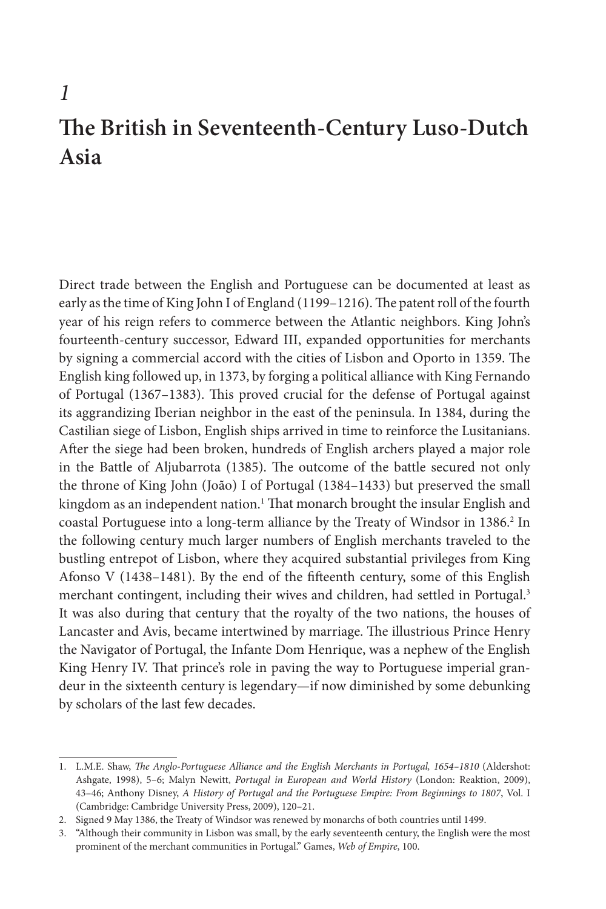# 1

# The British in Seventeenth-Century Luso-Dutch Asia

Direct trade between the English and Portuguese can be documented at least as early as the time of King John I of England (1199–1216). The patent roll of the fourth year of his reign refers to commerce between the Atlantic neighbors. King John's fourteenth-century successor, Edward III, expanded opportunities for merchants by signing a commercial accord with the cities of Lisbon and Oporto in 1359. The English king followed up, in 1373, by forging a political alliance with King Fernando of Portugal (1367–1383). This proved crucial for the defense of Portugal against its aggrandizing Iberian neighbor in the east of the peninsula. In 1384, during the Castilian siege of Lisbon, English ships arrived in time to reinforce the Lusitanians. After the siege had been broken, hundreds of English archers played a major role in the Battle of Aljubarrota (1385). The outcome of the battle secured not only the throne of King John (João) I of Portugal (1384–1433) but preserved the small kingdom as an independent nation.[1] That monarch brought the insular English and coastal Portuguese into a long-term alliance by the Treaty of Windsor in 1386.[2] In the following century much larger numbers of English merchants traveled to the bustling entrepot of Lisbon, where they acquired substantial privileges from King Afonso V (1438–1481). By the end of the fifteenth century, some of this English merchant contingent, including their wives and children, had settled in Portugal.[3] It was also during that century that the royalty of the two nations, the houses of Lancaster and Avis, became intertwined by marriage. The illustrious Prince Henry the Navigator of Portugal, the Infante Dom Henrique, was a nephew of the English King Henry IV. That prince's role in paving the way to Portuguese imperial grandeur in the sixteenth century is legendary—if now diminished by some debunking by scholars of the last few decades.

---

1. L.M.E. Shaw, *The Anglo-Portuguese Alliance and the English Merchants in Portugal, 1654–1810* (Aldershot: Ashgate, 1998), 5–6; Malyn Newitt, *Portugal in European and World History* (London: Reaktion, 2009), 43–46; Anthony Disney, *A History of Portugal and the Portuguese Empire: From Beginnings to 1807*, Vol. I (Cambridge: Cambridge University Press, 2009), 120–21.
2. Signed 9 May 1386, the Treaty of Windsor was renewed by monarchs of both countries until 1499.
3. "Although their community in Lisbon was small, by the early seventeenth century, the English were the most prominent of the merchant communities in Portugal." Games, *Web of Empire*, 100.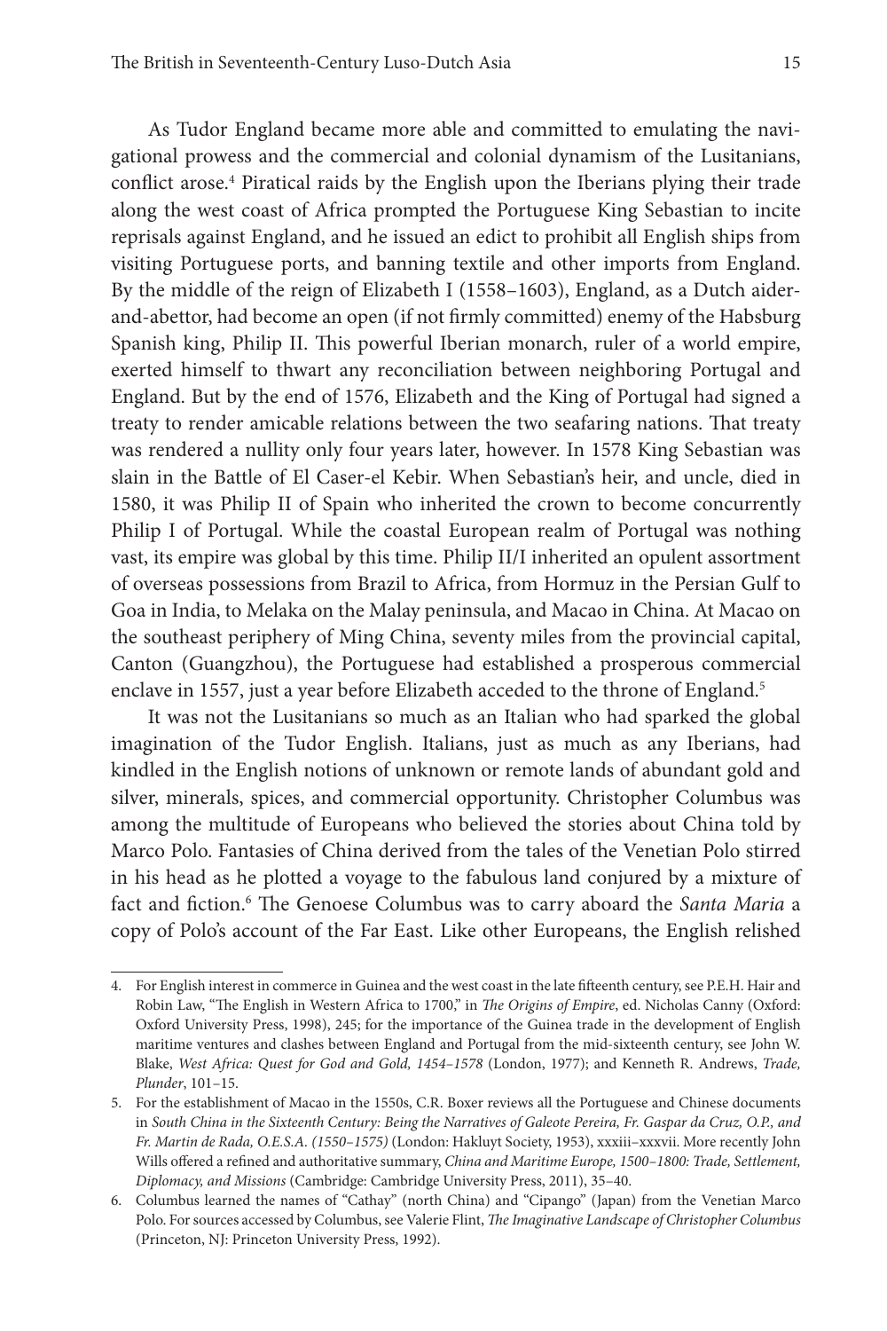As Tudor England became more able and committed to emulating the navigational prowess and the commercial and colonial dynamism of the Lusitanians, conflict arose.[4] Piratical raids by the English upon the Iberians plying their trade along the west coast of Africa prompted the Portuguese King Sebastian to incite reprisals against England, and he issued an edict to prohibit all English ships from visiting Portuguese ports, and banning textile and other imports from England. By the middle of the reign of Elizabeth I (1558–1603), England, as a Dutch aider-and-abettor, had become an open (if not firmly committed) enemy of the Habsburg Spanish king, Philip II. This powerful Iberian monarch, ruler of a world empire, exerted himself to thwart any reconciliation between neighboring Portugal and England. But by the end of 1576, Elizabeth and the King of Portugal had signed a treaty to render amicable relations between the two seafaring nations. That treaty was rendered a nullity only four years later, however. In 1578 King Sebastian was slain in the Battle of El Caser-el Kebir. When Sebastian's heir, and uncle, died in 1580, it was Philip II of Spain who inherited the crown to become concurrently Philip I of Portugal. While the coastal European realm of Portugal was nothing vast, its empire was global by this time. Philip II/I inherited an opulent assortment of overseas possessions from Brazil to Africa, from Hormuz in the Persian Gulf to Goa in India, to Melaka on the Malay peninsula, and Macao in China. At Macao on the southeast periphery of Ming China, seventy miles from the provincial capital, Canton (Guangzhou), the Portuguese had established a prosperous commercial enclave in 1557, just a year before Elizabeth acceded to the throne of England.[5]

It was not the Lusitanians so much as an Italian who had sparked the global imagination of the Tudor English. Italians, just as much as any Iberians, had kindled in the English notions of unknown or remote lands of abundant gold and silver, minerals, spices, and commercial opportunity. Christopher Columbus was among the multitude of Europeans who believed the stories about China told by Marco Polo. Fantasies of China derived from the tales of the Venetian Polo stirred in his head as he plotted a voyage to the fabulous land conjured by a mixture of fact and fiction.[6] The Genoese Columbus was to carry aboard the *Santa Maria* a copy of Polo's account of the Far East. Like other Europeans, the English relished

---

4. For English interest in commerce in Guinea and the west coast in the late fifteenth century, see P.E.H. Hair and Robin Law, "The English in Western Africa to 1700," in *The Origins of Empire*, ed. Nicholas Canny (Oxford: Oxford University Press, 1998), 245; for the importance of the Guinea trade in the development of English maritime ventures and clashes between England and Portugal from the mid-sixteenth century, see John W. Blake, *West Africa: Quest for God and Gold, 1454–1578* (London, 1977); and Kenneth R. Andrews, *Trade, Plunder*, 101–15.

5. For the establishment of Macao in the 1550s, C.R. Boxer reviews all the Portuguese and Chinese documents in *South China in the Sixteenth Century: Being the Narratives of Galeote Pereira, Fr. Gaspar da Cruz, O.P., and Fr. Martin de Rada, O.E.S.A. (1550–1575)* (London: Hakluyt Society, 1953), xxxiii–xxxvii. More recently John Wills offered a refined and authoritative summary, *China and Maritime Europe, 1500–1800: Trade, Settlement, Diplomacy, and Missions* (Cambridge: Cambridge University Press, 2011), 35–40.

6. Columbus learned the names of "Cathay" (north China) and "Cipango" (Japan) from the Venetian Marco Polo. For sources accessed by Columbus, see Valerie Flint, *The Imaginative Landscape of Christopher Columbus* (Princeton, NJ: Princeton University Press, 1992).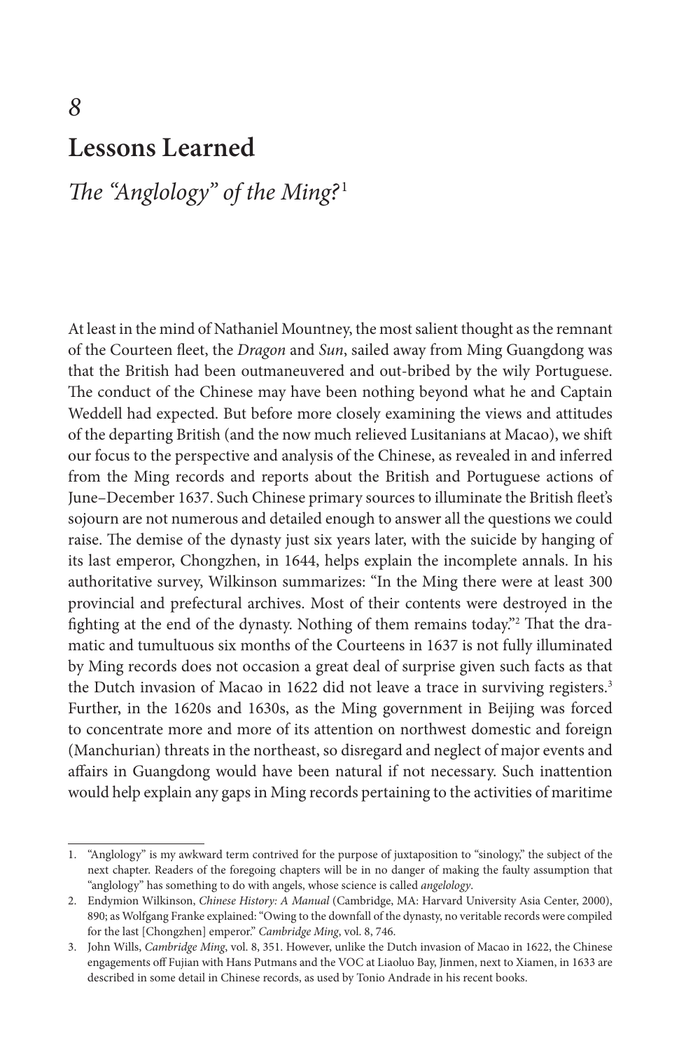# 8

# Lessons Learned

## *The "Anglology" of the Ming?*[1]

At least in the mind of Nathaniel Mountney, the most salient thought as the remnant of the Courteen fleet, the *Dragon* and *Sun*, sailed away from Ming Guangdong was that the British had been outmaneuvered and out-bribed by the wily Portuguese. The conduct of the Chinese may have been nothing beyond what he and Captain Weddell had expected. But before more closely examining the views and attitudes of the departing British (and the now much relieved Lusitanians at Macao), we shift our focus to the perspective and analysis of the Chinese, as revealed in and inferred from the Ming records and reports about the British and Portuguese actions of June–December 1637. Such Chinese primary sources to illuminate the British fleet's sojourn are not numerous and detailed enough to answer all the questions we could raise. The demise of the dynasty just six years later, with the suicide by hanging of its last emperor, Chongzhen, in 1644, helps explain the incomplete annals. In his authoritative survey, Wilkinson summarizes: "In the Ming there were at least 300 provincial and prefectural archives. Most of their contents were destroyed in the fighting at the end of the dynasty. Nothing of them remains today."[2] That the dramatic and tumultuous six months of the Courteens in 1637 is not fully illuminated by Ming records does not occasion a great deal of surprise given such facts as that the Dutch invasion of Macao in 1622 did not leave a trace in surviving registers.[3] Further, in the 1620s and 1630s, as the Ming government in Beijing was forced to concentrate more and more of its attention on northwest domestic and foreign (Manchurian) threats in the northeast, so disregard and neglect of major events and affairs in Guangdong would have been natural if not necessary. Such inattention would help explain any gaps in Ming records pertaining to the activities of maritime

---

1. "Anglology" is my awkward term contrived for the purpose of juxtaposition to "sinology," the subject of the next chapter. Readers of the foregoing chapters will be in no danger of making the faulty assumption that "anglology" has something to do with angels, whose science is called *angelology*.
2. Endymion Wilkinson, *Chinese History: A Manual* (Cambridge, MA: Harvard University Asia Center, 2000), 890; as Wolfgang Franke explained: "Owing to the downfall of the dynasty, no veritable records were compiled for the last [Chongzhen] emperor." *Cambridge Ming*, vol. 8, 746.
3. John Wills, *Cambridge Ming*, vol. 8, 351. However, unlike the Dutch invasion of Macao in 1622, the Chinese engagements off Fujian with Hans Putmans and the VOC at Liaoluo Bay, Jinmen, next to Xiamen, in 1633 are described in some detail in Chinese records, as used by Tonio Andrade in his recent books.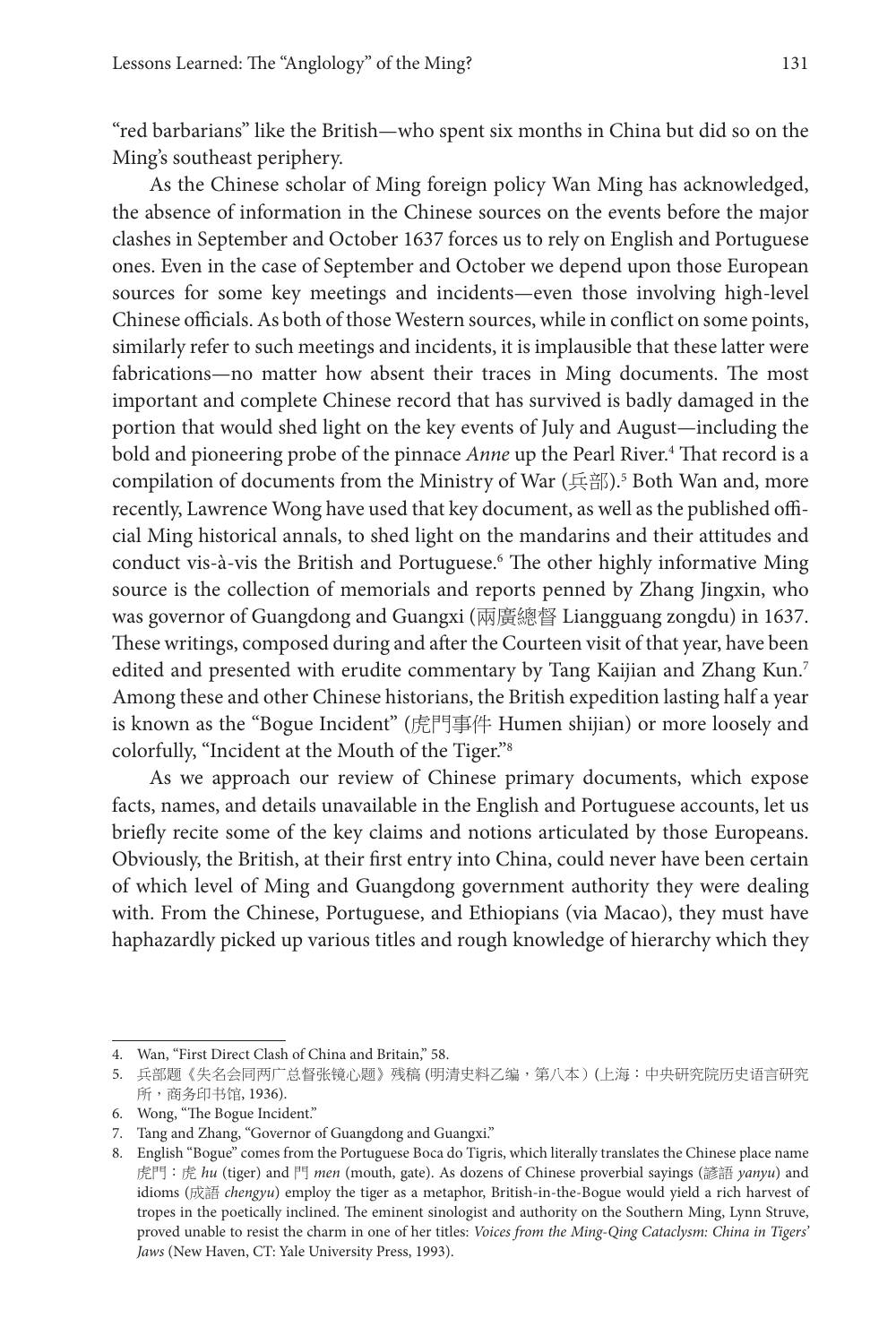"red barbarians" like the British—who spent six months in China but did so on the Ming's southeast periphery.

As the Chinese scholar of Ming foreign policy Wan Ming has acknowledged, the absence of information in the Chinese sources on the events before the major clashes in September and October 1637 forces us to rely on English and Portuguese ones. Even in the case of September and October we depend upon those European sources for some key meetings and incidents—even those involving high-level Chinese officials. As both of those Western sources, while in conflict on some points, similarly refer to such meetings and incidents, it is implausible that these latter were fabrications—no matter how absent their traces in Ming documents. The most important and complete Chinese record that has survived is badly damaged in the portion that would shed light on the key events of July and August—including the bold and pioneering probe of the pinnace *Anne* up the Pearl River.[4] That record is a compilation of documents from the Ministry of War (兵部).[5] Both Wan and, more recently, Lawrence Wong have used that key document, as well as the published official Ming historical annals, to shed light on the mandarins and their attitudes and conduct vis-à-vis the British and Portuguese.[6] The other highly informative Ming source is the collection of memorials and reports penned by Zhang Jingxin, who was governor of Guangdong and Guangxi (兩廣總督 Liangguang zongdu) in 1637. These writings, composed during and after the Courteen visit of that year, have been edited and presented with erudite commentary by Tang Kaijian and Zhang Kun.[7] Among these and other Chinese historians, the British expedition lasting half a year is known as the "Bogue Incident" (虎門事件 Humen shijian) or more loosely and colorfully, "Incident at the Mouth of the Tiger."[8]

As we approach our review of Chinese primary documents, which expose facts, names, and details unavailable in the English and Portuguese accounts, let us briefly recite some of the key claims and notions articulated by those Europeans. Obviously, the British, at their first entry into China, could never have been certain of which level of Ming and Guangdong government authority they were dealing with. From the Chinese, Portuguese, and Ethiopians (via Macao), they must have haphazardly picked up various titles and rough knowledge of hierarchy which they

---

4. Wan, "First Direct Clash of China and Britain," 58.

5. 兵部题《失名会同两广总督张镜心题》残稿 (明清史料乙编，第八本) (上海：中央研究院历史语言研究所，商务印书馆, 1936).

6. Wong, "The Bogue Incident."

7. Tang and Zhang, "Governor of Guangdong and Guangxi."

8. English "Bogue" comes from the Portuguese Boca do Tigris, which literally translates the Chinese place name 虎門：虎 *hu* (tiger) and 門 *men* (mouth, gate). As dozens of Chinese proverbial sayings (諺語 *yanyu*) and idioms (成語 *chengyu*) employ the tiger as a metaphor, British-in-the-Bogue would yield a rich harvest of tropes in the poetically inclined. The eminent sinologist and authority on the Southern Ming, Lynn Struve, proved unable to resist the charm in one of her titles: *Voices from the Ming-Qing Cataclysm: China in Tigers' Jaws* (New Haven, CT: Yale University Press, 1993).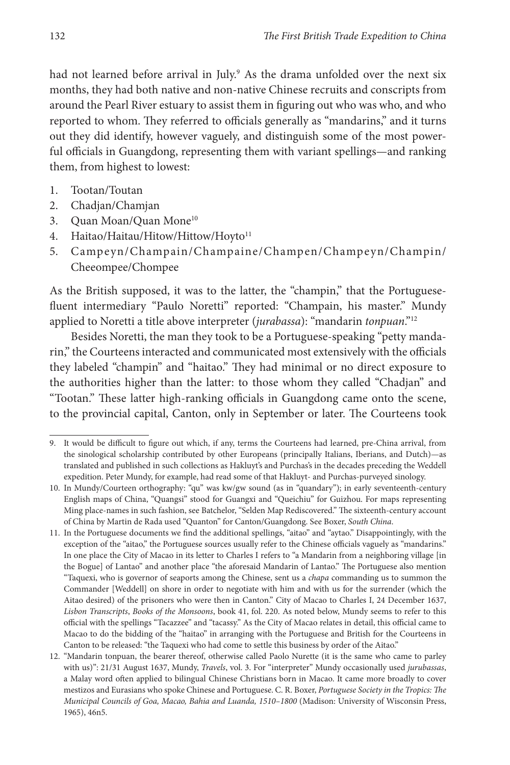had not learned before arrival in July.[9] As the drama unfolded over the next six months, they had both native and non-native Chinese recruits and conscripts from around the Pearl River estuary to assist them in figuring out who was who, and who reported to whom. They referred to officials generally as "mandarins," and it turns out they did identify, however vaguely, and distinguish some of the most powerful officials in Guangdong, representing them with variant spellings—and ranking them, from highest to lowest:

1. Tootan/Toutan
2. Chadjan/Chamjan
3. Quan Moan/Quan Mone[10]
4. Haitao/Haitau/Hitow/Hittow/Hoyto[11]
5. Campeyn/Champain/Champaine/Champen/Champeyn/Champin/Cheeompee/Chompee

As the British supposed, it was to the latter, the "champin," that the Portuguese-fluent intermediary "Paulo Noretti" reported: "Champain, his master." Mundy applied to Noretti a title above interpreter (*jurabassa*): "mandarin *tonpuan*."[12]

Besides Noretti, the man they took to be a Portuguese-speaking "petty mandarin," the Courteens interacted and communicated most extensively with the officials they labeled "champin" and "haitao." They had minimal or no direct exposure to the authorities higher than the latter: to those whom they called "Chadjan" and "Tootan." These latter high-ranking officials in Guangdong came onto the scene, to the provincial capital, Canton, only in September or later. The Courteens took

9. It would be difficult to figure out which, if any, terms the Courteens had learned, pre-China arrival, from the sinological scholarship contributed by other Europeans (principally Italians, Iberians, and Dutch)—as translated and published in such collections as Hakluyt's and Purchas's in the decades preceding the Weddell expedition. Peter Mundy, for example, had read some of that Hakluyt- and Purchas-purveyed sinology.

10. In Mundy/Courteen orthography: "qu" was kw/gw sound (as in "quandary"); in early seventeenth-century English maps of China, "Quangsi" stood for Guangxi and "Queichiu" for Guizhou. For maps representing Ming place-names in such fashion, see Batchelor, "Selden Map Rediscovered." The sixteenth-century account of China by Martin de Rada used "Quanton" for Canton/Guangdong. See Boxer, *South China*.

11. In the Portuguese documents we find the additional spellings, "aitao" and "aytao." Disappointingly, with the exception of the "aitao," the Portuguese sources usually refer to the Chinese officials vaguely as "mandarins." In one place the City of Macao in its letter to Charles I refers to "a Mandarin from a neighboring village [in the Bogue] of Lantao" and another place "the aforesaid Mandarin of Lantao." The Portuguese also mention "Taquexi, who is governor of seaports among the Chinese, sent us a *chapa* commanding us to summon the Commander [Weddell] on shore in order to negotiate with him and with us for the surrender (which the Aitao desired) of the prisoners who were then in Canton." City of Macao to Charles I, 24 December 1637, *Lisbon Transcripts*, *Books of the Monsoons*, book 41, fol. 220. As noted below, Mundy seems to refer to this official with the spellings "Tacazzee" and "tacassy." As the City of Macao relates in detail, this official came to Macao to do the bidding of the "haitao" in arranging with the Portuguese and British for the Courteens in Canton to be released: "the Taquexi who had come to settle this business by order of the Aitao."

12. "Mandarin tonpuan, the bearer thereof, otherwise called Paolo Nurette (it is the same who came to parley with us)": 21/31 August 1637, Mundy, *Travels*, vol. 3. For "interpreter" Mundy occasionally used *jurubassas*, a Malay word often applied to bilingual Chinese Christians born in Macao. It came more broadly to cover mestizos and Eurasians who spoke Chinese and Portuguese. C. R. Boxer, *Portuguese Society in the Tropics: The Municipal Councils of Goa, Macao, Bahia and Luanda, 1510–1800* (Madison: University of Wisconsin Press, 1965), 46n5.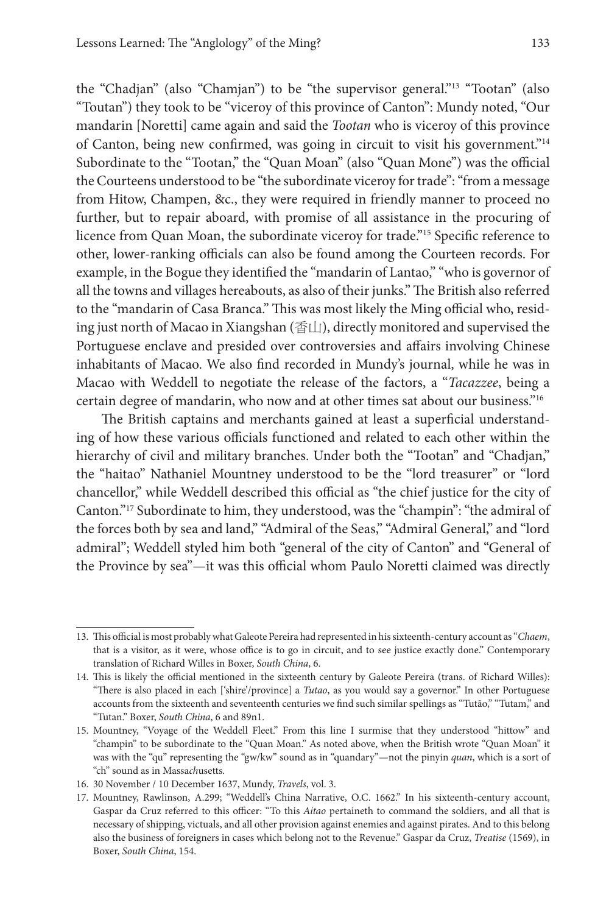the "Chadjan" (also "Chamjan") to be "the supervisor general."[13] "Tootan" (also "Toutan") they took to be "viceroy of this province of Canton": Mundy noted, "Our mandarin [Noretti] came again and said the *Tootan* who is viceroy of this province of Canton, being new confirmed, was going in circuit to visit his government."[14] Subordinate to the "Tootan," the "Quan Moan" (also "Quan Mone") was the official the Courteens understood to be "the subordinate viceroy for trade": "from a message from Hitow, Champen, &c., they were required in friendly manner to proceed no further, but to repair aboard, with promise of all assistance in the procuring of licence from Quan Moan, the subordinate viceroy for trade."[15] Specific reference to other, lower-ranking officials can also be found among the Courteen records. For example, in the Bogue they identified the "mandarin of Lantao," "who is governor of all the towns and villages hereabouts, as also of their junks." The British also referred to the "mandarin of Casa Branca." This was most likely the Ming official who, residing just north of Macao in Xiangshan (香山), directly monitored and supervised the Portuguese enclave and presided over controversies and affairs involving Chinese inhabitants of Macao. We also find recorded in Mundy's journal, while he was in Macao with Weddell to negotiate the release of the factors, a "*Tacazzee*, being a certain degree of mandarin, who now and at other times sat about our business."[16]

The British captains and merchants gained at least a superficial understanding of how these various officials functioned and related to each other within the hierarchy of civil and military branches. Under both the "Tootan" and "Chadjan," the "haitao" Nathaniel Mountney understood to be the "lord treasurer" or "lord chancellor," while Weddell described this official as "the chief justice for the city of Canton."[17] Subordinate to him, they understood, was the "champin": "the admiral of the forces both by sea and land," "Admiral of the Seas," "Admiral General," and "lord admiral"; Weddell styled him both "general of the city of Canton" and "General of the Province by sea"—it was this official whom Paulo Noretti claimed was directly

---

13. This official is most probably what Galeote Pereira had represented in his sixteenth-century account as "*Chaem*, that is a visitor, as it were, whose office is to go in circuit, and to see justice exactly done." Contemporary translation of Richard Willes in Boxer, *South China*, 6.

14. This is likely the official mentioned in the sixteenth century by Galeote Pereira (trans. of Richard Willes): "There is also placed in each ['shire'/province] a *Tutao*, as you would say a governor." In other Portuguese accounts from the sixteenth and seventeenth centuries we find such similar spellings as "Tutão," "Tutam," and "Tutan." Boxer, *South China*, 6 and 89n1.

15. Mountney, "Voyage of the Weddell Fleet." From this line I surmise that they understood "hittow" and "champin" to be subordinate to the "Quan Moan." As noted above, when the British wrote "Quan Moan" it was with the "qu" representing the "gw/kw" sound as in "quandary"—not the pinyin *quan*, which is a sort of "ch" sound as in Massa*ch*usetts.

16. 30 November / 10 December 1637, Mundy, *Travels*, vol. 3.

17. Mountney, Rawlinson, A.299; "Weddell's China Narrative, O.C. 1662." In his sixteenth-century account, Gaspar da Cruz referred to this officer: "To this *Aitao* pertaineth to command the soldiers, and all that is necessary of shipping, victuals, and all other provision against enemies and against pirates. And to this belong also the business of foreigners in cases which belong not to the Revenue." Gaspar da Cruz, *Treatise* (1569), in Boxer, *South China*, 154.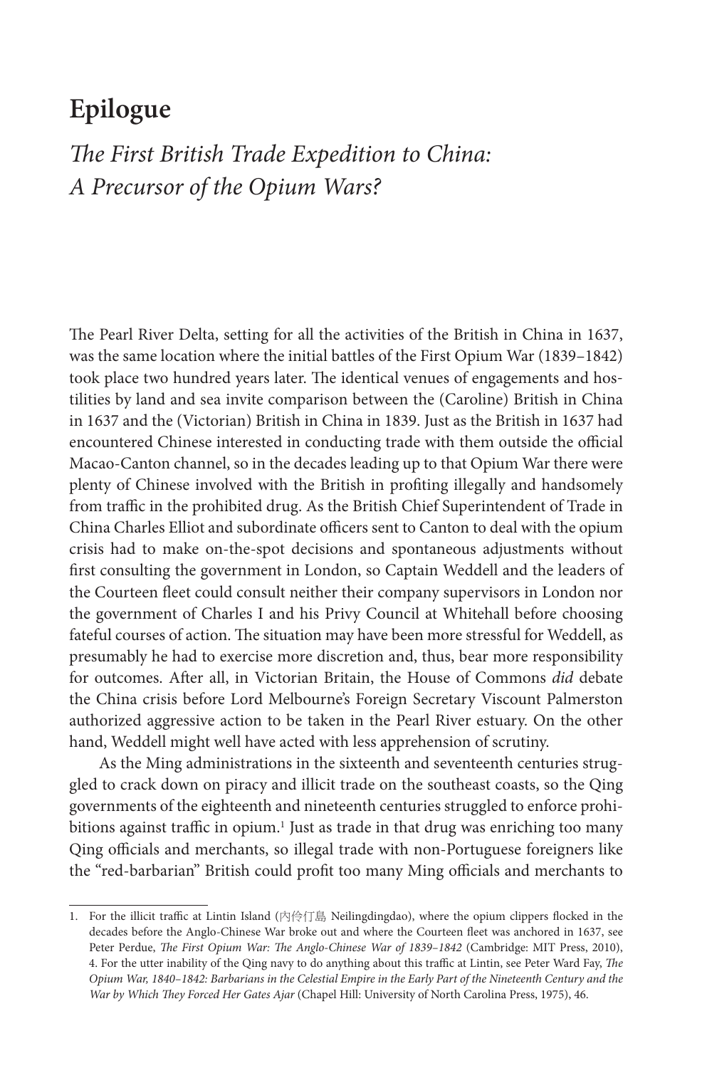# Epilogue

## *The First British Trade Expedition to China: A Precursor of the Opium Wars?*

The Pearl River Delta, setting for all the activities of the British in China in 1637, was the same location where the initial battles of the First Opium War (1839–1842) took place two hundred years later. The identical venues of engagements and hostilities by land and sea invite comparison between the (Caroline) British in China in 1637 and the (Victorian) British in China in 1839. Just as the British in 1637 had encountered Chinese interested in conducting trade with them outside the official Macao-Canton channel, so in the decades leading up to that Opium War there were plenty of Chinese involved with the British in profiting illegally and handsomely from traffic in the prohibited drug. As the British Chief Superintendent of Trade in China Charles Elliot and subordinate officers sent to Canton to deal with the opium crisis had to make on-the-spot decisions and spontaneous adjustments without first consulting the government in London, so Captain Weddell and the leaders of the Courteen fleet could consult neither their company supervisors in London nor the government of Charles I and his Privy Council at Whitehall before choosing fateful courses of action. The situation may have been more stressful for Weddell, as presumably he had to exercise more discretion and, thus, bear more responsibility for outcomes. After all, in Victorian Britain, the House of Commons *did* debate the China crisis before Lord Melbourne's Foreign Secretary Viscount Palmerston authorized aggressive action to be taken in the Pearl River estuary. On the other hand, Weddell might well have acted with less apprehension of scrutiny.

As the Ming administrations in the sixteenth and seventeenth centuries struggled to crack down on piracy and illicit trade on the southeast coasts, so the Qing governments of the eighteenth and nineteenth centuries struggled to enforce prohibitions against traffic in opium.[1] Just as trade in that drug was enriching too many Qing officials and merchants, so illegal trade with non-Portuguese foreigners like the "red-barbarian" British could profit too many Ming officials and merchants to

---

1. For the illicit traffic at Lintin Island (內伶仃島 Neilingdingdao), where the opium clippers flocked in the decades before the Anglo-Chinese War broke out and where the Courteen fleet was anchored in 1637, see Peter Perdue, *The First Opium War: The Anglo-Chinese War of 1839–1842* (Cambridge: MIT Press, 2010), 4. For the utter inability of the Qing navy to do anything about this traffic at Lintin, see Peter Ward Fay, *The Opium War, 1840–1842: Barbarians in the Celestial Empire in the Early Part of the Nineteenth Century and the War by Which They Forced Her Gates Ajar* (Chapel Hill: University of North Carolina Press, 1975), 46.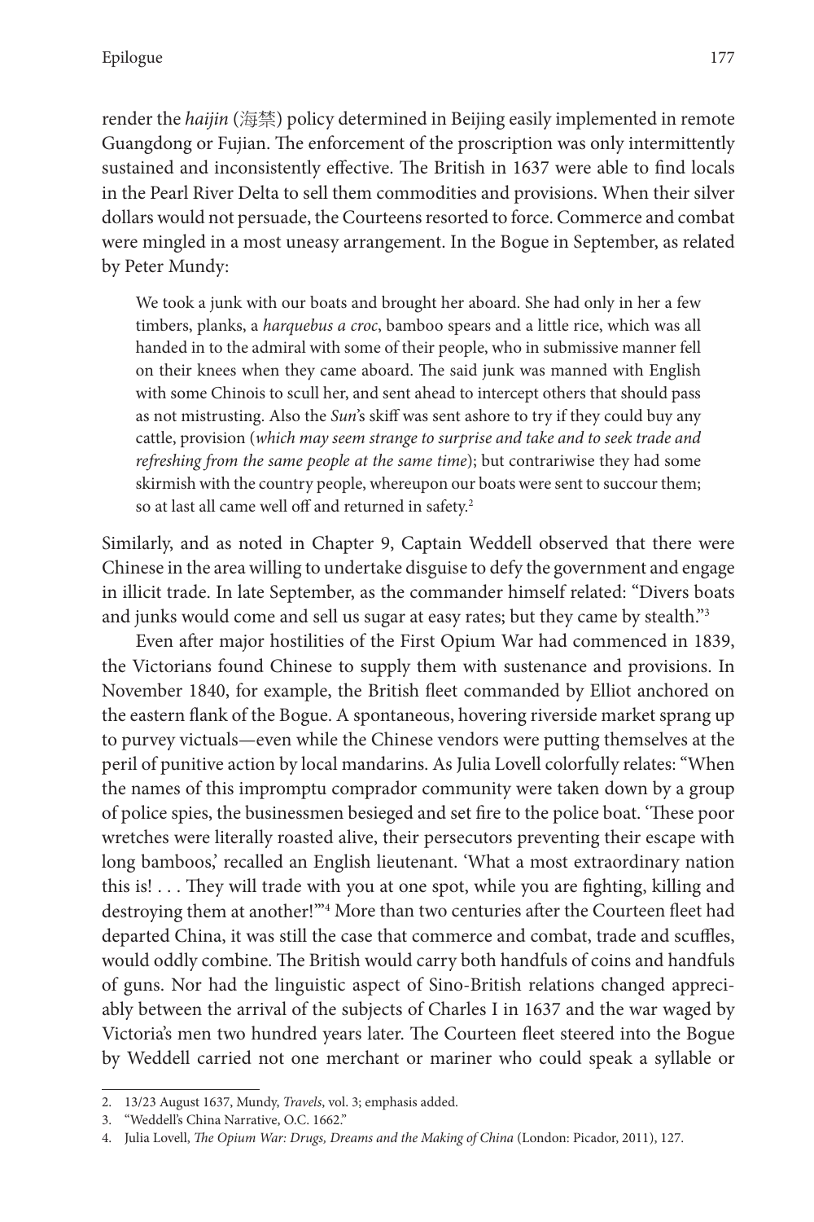render the *haijin* (海禁) policy determined in Beijing easily implemented in remote Guangdong or Fujian. The enforcement of the proscription was only intermittently sustained and inconsistently effective. The British in 1637 were able to find locals in the Pearl River Delta to sell them commodities and provisions. When their silver dollars would not persuade, the Courteens resorted to force. Commerce and combat were mingled in a most uneasy arrangement. In the Bogue in September, as related by Peter Mundy:

> We took a junk with our boats and brought her aboard. She had only in her a few timbers, planks, a *harquebus a croc*, bamboo spears and a little rice, which was all handed in to the admiral with some of their people, who in submissive manner fell on their knees when they came aboard. The said junk was manned with English with some Chinois to scull her, and sent ahead to intercept others that should pass as not mistrusting. Also the *Sun*'s skiff was sent ashore to try if they could buy any cattle, provision (*which may seem strange to surprise and take and to seek trade and refreshing from the same people at the same time*); but contrariwise they had some skirmish with the country people, whereupon our boats were sent to succour them; so at last all came well off and returned in safety.[2]

Similarly, and as noted in Chapter 9, Captain Weddell observed that there were Chinese in the area willing to undertake disguise to defy the government and engage in illicit trade. In late September, as the commander himself related: "Divers boats and junks would come and sell us sugar at easy rates; but they came by stealth."[3]

Even after major hostilities of the First Opium War had commenced in 1839, the Victorians found Chinese to supply them with sustenance and provisions. In November 1840, for example, the British fleet commanded by Elliot anchored on the eastern flank of the Bogue. A spontaneous, hovering riverside market sprang up to purvey victuals—even while the Chinese vendors were putting themselves at the peril of punitive action by local mandarins. As Julia Lovell colorfully relates: "When the names of this impromptu comprador community were taken down by a group of police spies, the businessmen besieged and set fire to the police boat. 'These poor wretches were literally roasted alive, their persecutors preventing their escape with long bamboos,' recalled an English lieutenant. 'What a most extraordinary nation this is! . . . They will trade with you at one spot, while you are fighting, killing and destroying them at another!'"[4] More than two centuries after the Courteen fleet had departed China, it was still the case that commerce and combat, trade and scuffles, would oddly combine. The British would carry both handfuls of coins and handfuls of guns. Nor had the linguistic aspect of Sino-British relations changed appreciably between the arrival of the subjects of Charles I in 1637 and the war waged by Victoria's men two hundred years later. The Courteen fleet steered into the Bogue by Weddell carried not one merchant or mariner who could speak a syllable or

---

2. 13/23 August 1637, Mundy, *Travels*, vol. 3; emphasis added.
3. "Weddell's China Narrative, O.C. 1662."
4. Julia Lovell, *The Opium War: Drugs, Dreams and the Making of China* (London: Picador, 2011), 127.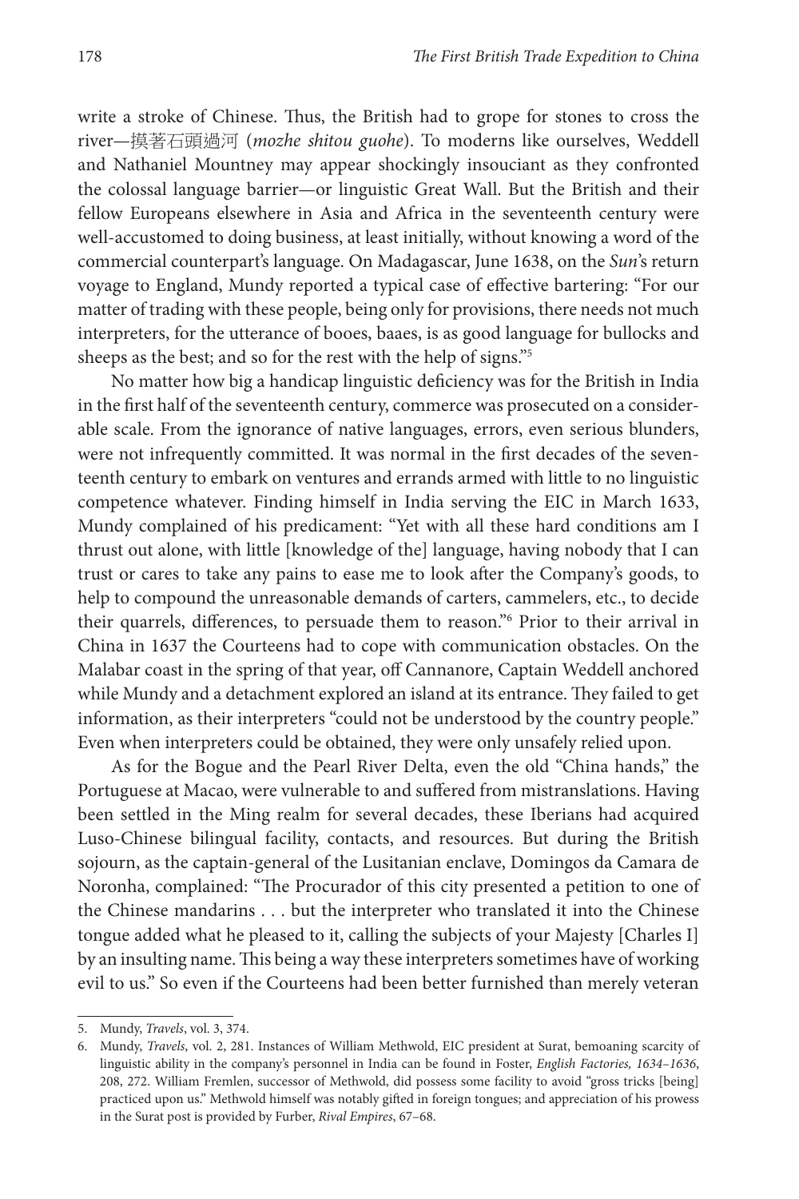write a stroke of Chinese. Thus, the British had to grope for stones to cross the river—摸著石頭過河 (*mozhe shitou guohe*). To moderns like ourselves, Weddell and Nathaniel Mountney may appear shockingly insouciant as they confronted the colossal language barrier—or linguistic Great Wall. But the British and their fellow Europeans elsewhere in Asia and Africa in the seventeenth century were well-accustomed to doing business, at least initially, without knowing a word of the commercial counterpart's language. On Madagascar, June 1638, on the *Sun*'s return voyage to England, Mundy reported a typical case of effective bartering: "For our matter of trading with these people, being only for provisions, there needs not much interpreters, for the utterance of booes, baaes, is as good language for bullocks and sheeps as the best; and so for the rest with the help of signs."[5]

No matter how big a handicap linguistic deficiency was for the British in India in the first half of the seventeenth century, commerce was prosecuted on a considerable scale. From the ignorance of native languages, errors, even serious blunders, were not infrequently committed. It was normal in the first decades of the seventeenth century to embark on ventures and errands armed with little to no linguistic competence whatever. Finding himself in India serving the EIC in March 1633, Mundy complained of his predicament: "Yet with all these hard conditions am I thrust out alone, with little [knowledge of the] language, having nobody that I can trust or cares to take any pains to ease me to look after the Company's goods, to help to compound the unreasonable demands of carters, cammelers, etc., to decide their quarrels, differences, to persuade them to reason."[6] Prior to their arrival in China in 1637 the Courteens had to cope with communication obstacles. On the Malabar coast in the spring of that year, off Cannanore, Captain Weddell anchored while Mundy and a detachment explored an island at its entrance. They failed to get information, as their interpreters "could not be understood by the country people." Even when interpreters could be obtained, they were only unsafely relied upon.

As for the Bogue and the Pearl River Delta, even the old "China hands," the Portuguese at Macao, were vulnerable to and suffered from mistranslations. Having been settled in the Ming realm for several decades, these Iberians had acquired Luso-Chinese bilingual facility, contacts, and resources. But during the British sojourn, as the captain-general of the Lusitanian enclave, Domingos da Camara de Noronha, complained: "The Procurador of this city presented a petition to one of the Chinese mandarins . . . but the interpreter who translated it into the Chinese tongue added what he pleased to it, calling the subjects of your Majesty [Charles I] by an insulting name. This being a way these interpreters sometimes have of working evil to us." So even if the Courteens had been better furnished than merely veteran

---

5. Mundy, *Travels*, vol. 3, 374.

6. Mundy, *Travels*, vol. 2, 281. Instances of William Methwold, EIC president at Surat, bemoaning scarcity of linguistic ability in the company's personnel in India can be found in Foster, *English Factories, 1634–1636*, 208, 272. William Fremlen, successor of Methwold, did possess some facility to avoid "gross tricks [being] practiced upon us." Methwold himself was notably gifted in foreign tongues; and appreciation of his prowess in the Surat post is provided by Furber, *Rival Empires*, 67–68.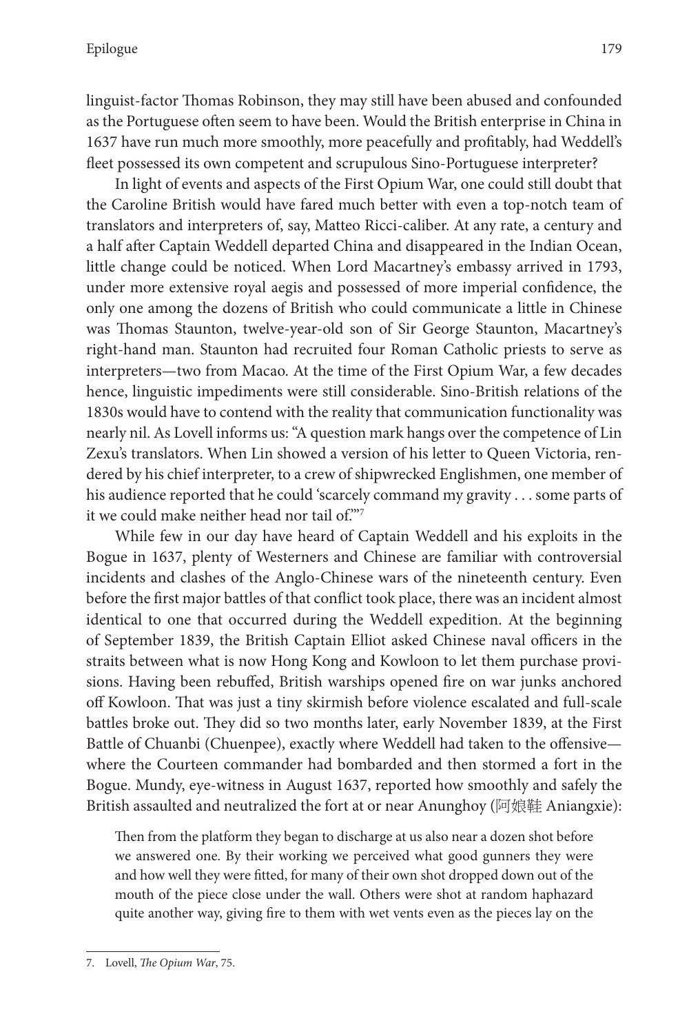linguist-factor Thomas Robinson, they may still have been abused and confounded as the Portuguese often seem to have been. Would the British enterprise in China in 1637 have run much more smoothly, more peacefully and profitably, had Weddell's fleet possessed its own competent and scrupulous Sino-Portuguese interpreter?

In light of events and aspects of the First Opium War, one could still doubt that the Caroline British would have fared much better with even a top-notch team of translators and interpreters of, say, Matteo Ricci-caliber. At any rate, a century and a half after Captain Weddell departed China and disappeared in the Indian Ocean, little change could be noticed. When Lord Macartney's embassy arrived in 1793, under more extensive royal aegis and possessed of more imperial confidence, the only one among the dozens of British who could communicate a little in Chinese was Thomas Staunton, twelve-year-old son of Sir George Staunton, Macartney's right-hand man. Staunton had recruited four Roman Catholic priests to serve as interpreters—two from Macao. At the time of the First Opium War, a few decades hence, linguistic impediments were still considerable. Sino-British relations of the 1830s would have to contend with the reality that communication functionality was nearly nil. As Lovell informs us: "A question mark hangs over the competence of Lin Zexu's translators. When Lin showed a version of his letter to Queen Victoria, rendered by his chief interpreter, to a crew of shipwrecked Englishmen, one member of his audience reported that he could 'scarcely command my gravity . . . some parts of it we could make neither head nor tail of.'"[7]

While few in our day have heard of Captain Weddell and his exploits in the Bogue in 1637, plenty of Westerners and Chinese are familiar with controversial incidents and clashes of the Anglo-Chinese wars of the nineteenth century. Even before the first major battles of that conflict took place, there was an incident almost identical to one that occurred during the Weddell expedition. At the beginning of September 1839, the British Captain Elliot asked Chinese naval officers in the straits between what is now Hong Kong and Kowloon to let them purchase provisions. Having been rebuffed, British warships opened fire on war junks anchored off Kowloon. That was just a tiny skirmish before violence escalated and full-scale battles broke out. They did so two months later, early November 1839, at the First Battle of Chuanbi (Chuenpee), exactly where Weddell had taken to the offensive—where the Courteen commander had bombarded and then stormed a fort in the Bogue. Mundy, eye-witness in August 1637, reported how smoothly and safely the British assaulted and neutralized the fort at or near Anunghoy (阿娘鞋 Aniangxie):

> Then from the platform they began to discharge at us also near a dozen shot before we answered one. By their working we perceived what good gunners they were and how well they were fitted, for many of their own shot dropped down out of the mouth of the piece close under the wall. Others were shot at random haphazard quite another way, giving fire to them with wet vents even as the pieces lay on the

7. Lovell, *The Opium War*, 75.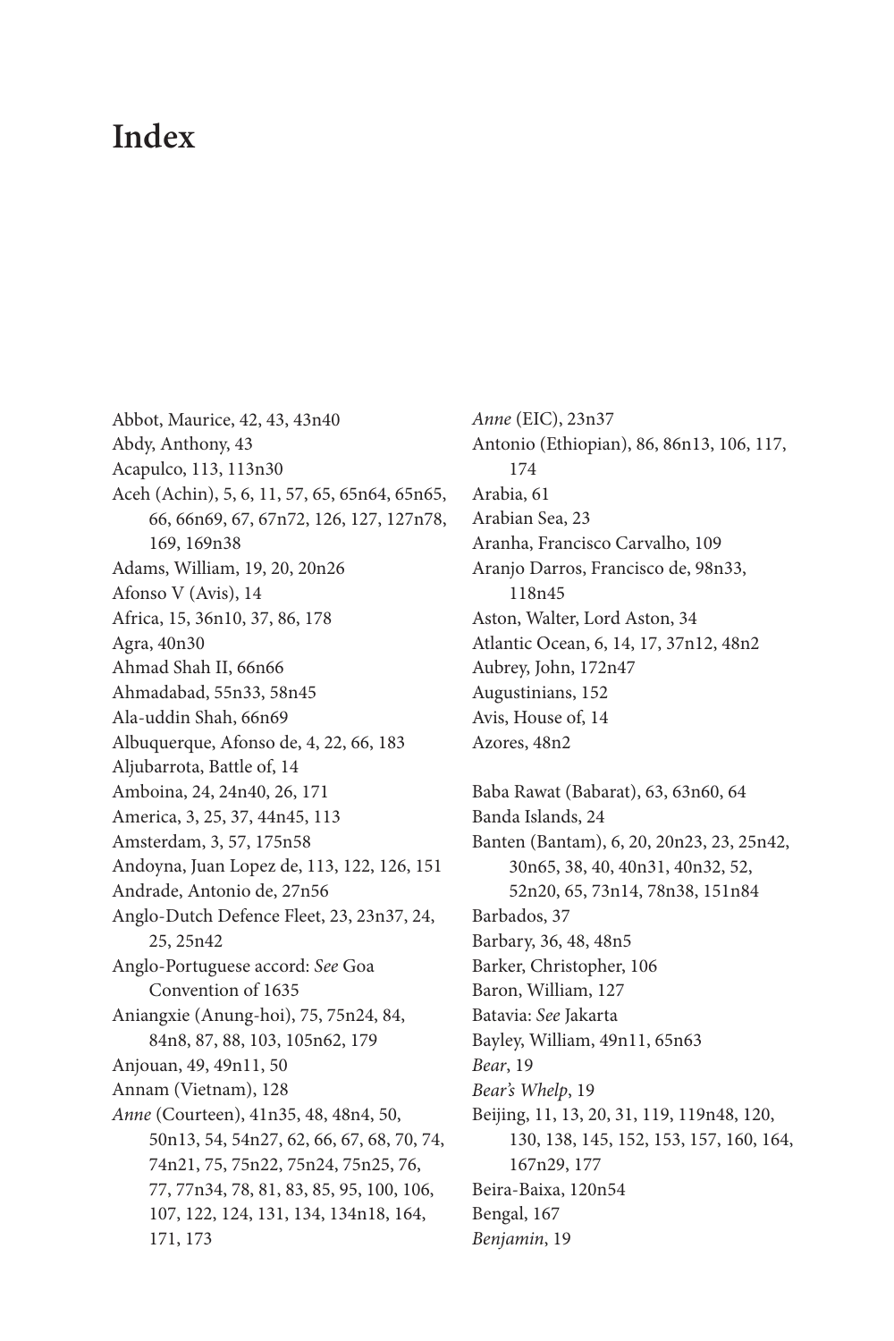# Index

Abbot, Maurice, 42, 43, 43n40
Abdy, Anthony, 43
Acapulco, 113, 113n30
Aceh (Achin), 5, 6, 11, 57, 65, 65n64, 65n65, 66, 66n69, 67, 67n72, 126, 127, 127n78, 169, 169n38
Adams, William, 19, 20, 20n26
Afonso V (Avis), 14
Africa, 15, 36n10, 37, 86, 178
Agra, 40n30
Ahmad Shah II, 66n66
Ahmadabad, 55n33, 58n45
Ala-uddin Shah, 66n69
Albuquerque, Afonso de, 4, 22, 66, 183
Aljubarrota, Battle of, 14
Amboina, 24, 24n40, 26, 171
America, 3, 25, 37, 44n45, 113
Amsterdam, 3, 57, 175n58
Andoyna, Juan Lopez de, 113, 122, 126, 151
Andrade, Antonio de, 27n56
Anglo-Dutch Defence Fleet, 23, 23n37, 24, 25, 25n42
Anglo-Portuguese accord: *See* Goa Convention of 1635
Aniangxie (Anung-hoi), 75, 75n24, 84, 84n8, 87, 88, 103, 105n62, 179
Anjouan, 49, 49n11, 50
Annam (Vietnam), 128
*Anne* (Courteen), 41n35, 48, 48n4, 50, 50n13, 54, 54n27, 62, 66, 67, 68, 70, 74, 74n21, 75, 75n22, 75n24, 75n25, 76, 77, 77n34, 78, 81, 83, 85, 95, 100, 106, 107, 122, 124, 131, 134, 134n18, 164, 171, 173
*Anne* (EIC), 23n37
Antonio (Ethiopian), 86, 86n13, 106, 117, 174
Arabia, 61
Arabian Sea, 23
Aranha, Francisco Carvalho, 109
Aranjo Darros, Francisco de, 98n33, 118n45
Aston, Walter, Lord Aston, 34
Atlantic Ocean, 6, 14, 17, 37n12, 48n2
Aubrey, John, 172n47
Augustinians, 152
Avis, House of, 14
Azores, 48n2

Baba Rawat (Babarat), 63, 63n60, 64
Banda Islands, 24
Banten (Bantam), 6, 20, 20n23, 23, 25n42, 30n65, 38, 40, 40n31, 40n32, 52, 52n20, 65, 73n14, 78n38, 151n84
Barbados, 37
Barbary, 36, 48, 48n5
Barker, Christopher, 106
Baron, William, 127
Batavia: *See* Jakarta
Bayley, William, 49n11, 65n63
*Bear*, 19
*Bear's Whelp*, 19
Beijing, 11, 13, 20, 31, 119, 119n48, 120, 130, 138, 145, 152, 153, 157, 160, 164, 167n29, 177
Beira-Baixa, 120n54
Bengal, 167
*Benjamin*, 19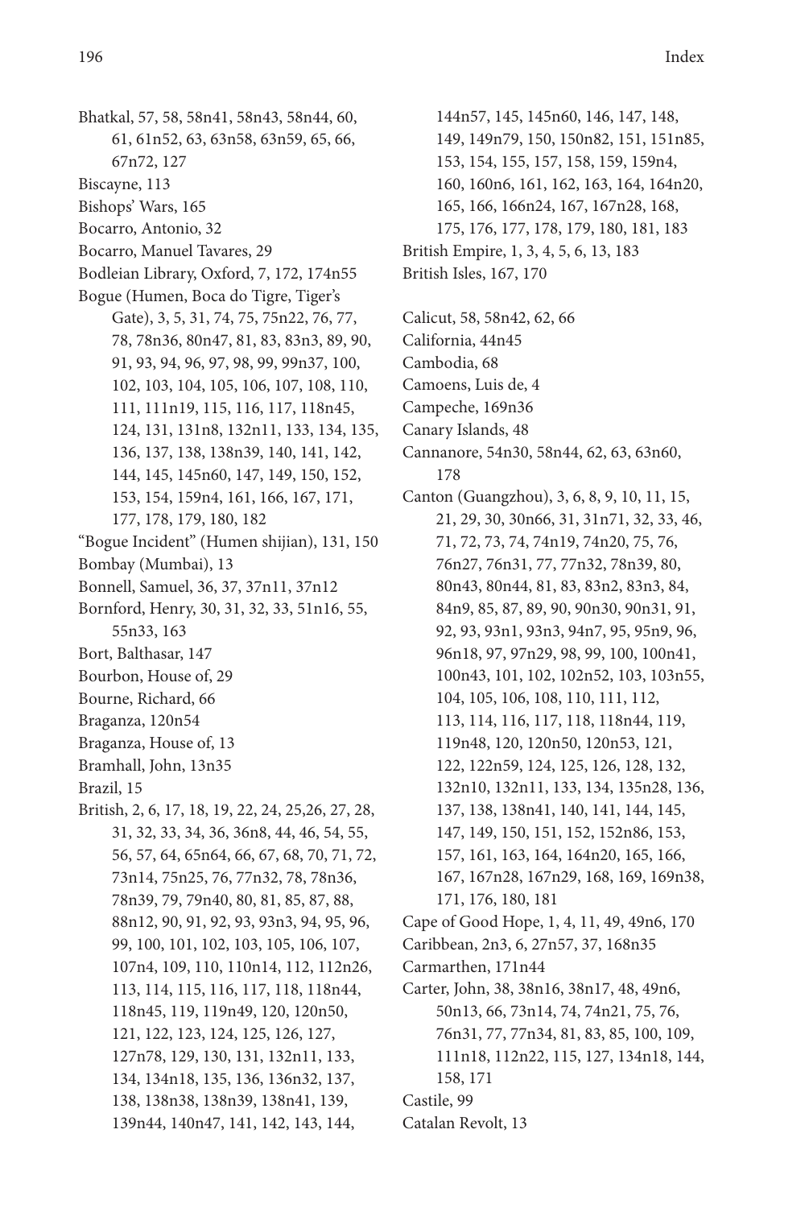Bhatkal, 57, 58, 58n41, 58n43, 58n44, 60, 61, 61n52, 63, 63n58, 63n59, 65, 66, 67n72, 127

Biscayne, 113

Bishops' Wars, 165

Bocarro, Antonio, 32

Bocarro, Manuel Tavares, 29

Bodleian Library, Oxford, 7, 172, 174n55

Bogue (Humen, Boca do Tigre, Tiger's Gate), 3, 5, 31, 74, 75, 75n22, 76, 77, 78, 78n36, 80n47, 81, 83, 83n3, 89, 90, 91, 93, 94, 96, 97, 98, 99, 99n37, 100, 102, 103, 104, 105, 106, 107, 108, 110, 111, 111n19, 115, 116, 117, 118n45, 124, 131, 131n8, 132n11, 133, 134, 135, 136, 137, 138, 138n39, 140, 141, 142, 144, 145, 145n60, 147, 149, 150, 152, 153, 154, 159n4, 161, 166, 167, 171, 177, 178, 179, 180, 182

"Bogue Incident" (Humen shijian), 131, 150

Bombay (Mumbai), 13

Bonnell, Samuel, 36, 37, 37n11, 37n12

Bornford, Henry, 30, 31, 32, 33, 51n16, 55, 55n33, 163

Bort, Balthasar, 147

Bourbon, House of, 29

Bourne, Richard, 66

Braganza, 120n54

Braganza, House of, 13

Bramhall, John, 13n35

Brazil, 15

British, 2, 6, 17, 18, 19, 22, 24, 25,26, 27, 28, 31, 32, 33, 34, 36, 36n8, 44, 46, 54, 55, 56, 57, 64, 65n64, 66, 67, 68, 70, 71, 72, 73n14, 75n25, 76, 77n32, 78, 78n36, 78n39, 79, 79n40, 80, 81, 85, 87, 88, 88n12, 90, 91, 92, 93, 93n3, 94, 95, 96, 99, 100, 101, 102, 103, 105, 106, 107, 107n4, 109, 110, 110n14, 112, 112n26, 113, 114, 115, 116, 117, 118, 118n44, 118n45, 119, 119n49, 120, 120n50, 121, 122, 123, 124, 125, 126, 127, 127n78, 129, 130, 131, 132n11, 133, 134, 134n18, 135, 136, 136n32, 137, 138, 138n38, 138n39, 138n41, 139, 139n44, 140n47, 141, 142, 143, 144, 144n57, 145, 145n60, 146, 147, 148, 149, 149n79, 150, 150n82, 151, 151n85, 153, 154, 155, 157, 158, 159, 159n4, 160, 160n6, 161, 162, 163, 164, 164n20, 165, 166, 166n24, 167, 167n28, 168, 175, 176, 177, 178, 179, 180, 181, 183

British Empire, 1, 3, 4, 5, 6, 13, 183

British Isles, 167, 170

Calicut, 58, 58n42, 62, 66

California, 44n45

Cambodia, 68

Camoens, Luis de, 4

Campeche, 169n36

Canary Islands, 48

Cannanore, 54n30, 58n44, 62, 63, 63n60, 178

Canton (Guangzhou), 3, 6, 8, 9, 10, 11, 15, 21, 29, 30, 30n66, 31, 31n71, 32, 33, 46, 71, 72, 73, 74, 74n19, 74n20, 75, 76, 76n27, 76n31, 77, 77n32, 78n39, 80, 80n43, 80n44, 81, 83, 83n2, 83n3, 84, 84n9, 85, 87, 89, 90, 90n30, 90n31, 91, 92, 93, 93n1, 93n3, 94n7, 95, 95n9, 96, 96n18, 97, 97n29, 98, 99, 100, 100n41, 100n43, 101, 102, 102n52, 103, 103n55, 104, 105, 106, 108, 110, 111, 112, 113, 114, 116, 117, 118, 118n44, 119, 119n48, 120, 120n50, 120n53, 121, 122, 122n59, 124, 125, 126, 128, 132, 132n10, 132n11, 133, 134, 135n28, 136, 137, 138, 138n41, 140, 141, 144, 145, 147, 149, 150, 151, 152, 152n86, 153, 157, 161, 163, 164, 164n20, 165, 166, 167, 167n28, 167n29, 168, 169, 169n38, 171, 176, 180, 181

Cape of Good Hope, 1, 4, 11, 49, 49n6, 170

Caribbean, 2n3, 6, 27n57, 37, 168n35

Carmarthen, 171n44

Carter, John, 38, 38n16, 38n17, 48, 49n6, 50n13, 66, 73n14, 74, 74n21, 75, 76, 76n31, 77, 77n34, 81, 83, 85, 100, 109, 111n18, 112n22, 115, 127, 134n18, 144, 158, 171

Castile, 99

Catalan Revolt, 13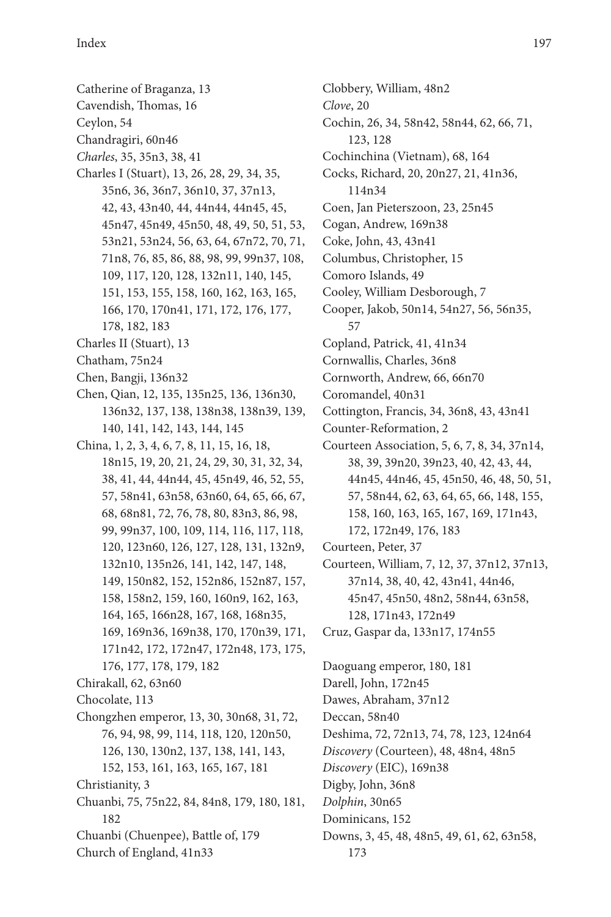Catherine of Braganza, 13
Cavendish, Thomas, 16
Ceylon, 54
Chandragiri, 60n46
*Charles*, 35, 35n3, 38, 41
Charles I (Stuart), 13, 26, 28, 29, 34, 35, 35n6, 36, 36n7, 36n10, 37, 37n13, 42, 43, 43n40, 44, 44n44, 44n45, 45, 45n47, 45n49, 45n50, 48, 49, 50, 51, 53, 53n21, 53n24, 56, 63, 64, 67n72, 70, 71, 71n8, 76, 85, 86, 88, 98, 99, 99n37, 108, 109, 117, 120, 128, 132n11, 140, 145, 151, 153, 155, 158, 160, 162, 163, 165, 166, 170, 170n41, 171, 172, 176, 177, 178, 182, 183
Charles II (Stuart), 13
Chatham, 75n24
Chen, Bangji, 136n32
Chen, Qian, 12, 135, 135n25, 136, 136n30, 136n32, 137, 138, 138n38, 138n39, 139, 140, 141, 142, 143, 144, 145
China, 1, 2, 3, 4, 6, 7, 8, 11, 15, 16, 18, 18n15, 19, 20, 21, 24, 29, 30, 31, 32, 34, 38, 41, 44, 44n44, 45, 45n49, 46, 52, 55, 57, 58n41, 63n58, 63n60, 64, 65, 66, 67, 68, 68n81, 72, 76, 78, 80, 83n3, 86, 98, 99, 99n37, 100, 109, 114, 116, 117, 118, 120, 123n60, 126, 127, 128, 131, 132n9, 132n10, 135n26, 141, 142, 147, 148, 149, 150n82, 152, 152n86, 152n87, 157, 158, 158n2, 159, 160, 160n9, 162, 163, 164, 165, 166n28, 167, 168, 168n35, 169, 169n36, 169n38, 170, 170n39, 171, 171n42, 172, 172n47, 172n48, 173, 175, 176, 177, 178, 179, 182
Chirakall, 62, 63n60
Chocolate, 113
Chongzhen emperor, 13, 30, 30n68, 31, 72, 76, 94, 98, 99, 114, 118, 120, 120n50, 126, 130, 130n2, 137, 138, 141, 143, 152, 153, 161, 163, 165, 167, 181
Christianity, 3
Chuanbi, 75, 75n22, 84, 84n8, 179, 180, 181, 182
Chuanbi (Chuenpee), Battle of, 179
Church of England, 41n33
Clobbery, William, 48n2
*Clove*, 20
Cochin, 26, 34, 58n42, 58n44, 62, 66, 71, 123, 128
Cochinchina (Vietnam), 68, 164
Cocks, Richard, 20, 20n27, 21, 41n36, 114n34
Coen, Jan Pieterszoon, 23, 25n45
Cogan, Andrew, 169n38
Coke, John, 43, 43n41
Columbus, Christopher, 15
Comoro Islands, 49
Cooley, William Desborough, 7
Cooper, Jakob, 50n14, 54n27, 56, 56n35, 57
Copland, Patrick, 41, 41n34
Cornwallis, Charles, 36n8
Cornworth, Andrew, 66, 66n70
Coromandel, 40n31
Cottington, Francis, 34, 36n8, 43, 43n41
Counter-Reformation, 2
Courteen Association, 5, 6, 7, 8, 34, 37n14, 38, 39, 39n20, 39n23, 40, 42, 43, 44, 44n45, 44n46, 45, 45n50, 46, 48, 50, 51, 57, 58n44, 62, 63, 64, 65, 66, 148, 155, 158, 160, 163, 165, 167, 169, 171n43, 172, 172n49, 176, 183
Courteen, Peter, 37
Courteen, William, 7, 12, 37, 37n12, 37n13, 37n14, 38, 40, 42, 43n41, 44n46, 45n47, 45n50, 48n2, 58n44, 63n58, 128, 171n43, 172n49
Cruz, Gaspar da, 133n17, 174n55

Daoguang emperor, 180, 181
Darell, John, 172n45
Dawes, Abraham, 37n12
Deccan, 58n40
Deshima, 72, 72n13, 74, 78, 123, 124n64
*Discovery* (Courteen), 48, 48n4, 48n5
*Discovery* (EIC), 169n38
Digby, John, 36n8
*Dolphin*, 30n65
Dominicans, 152
Downs, 3, 45, 48, 48n5, 49, 61, 62, 63n58, 173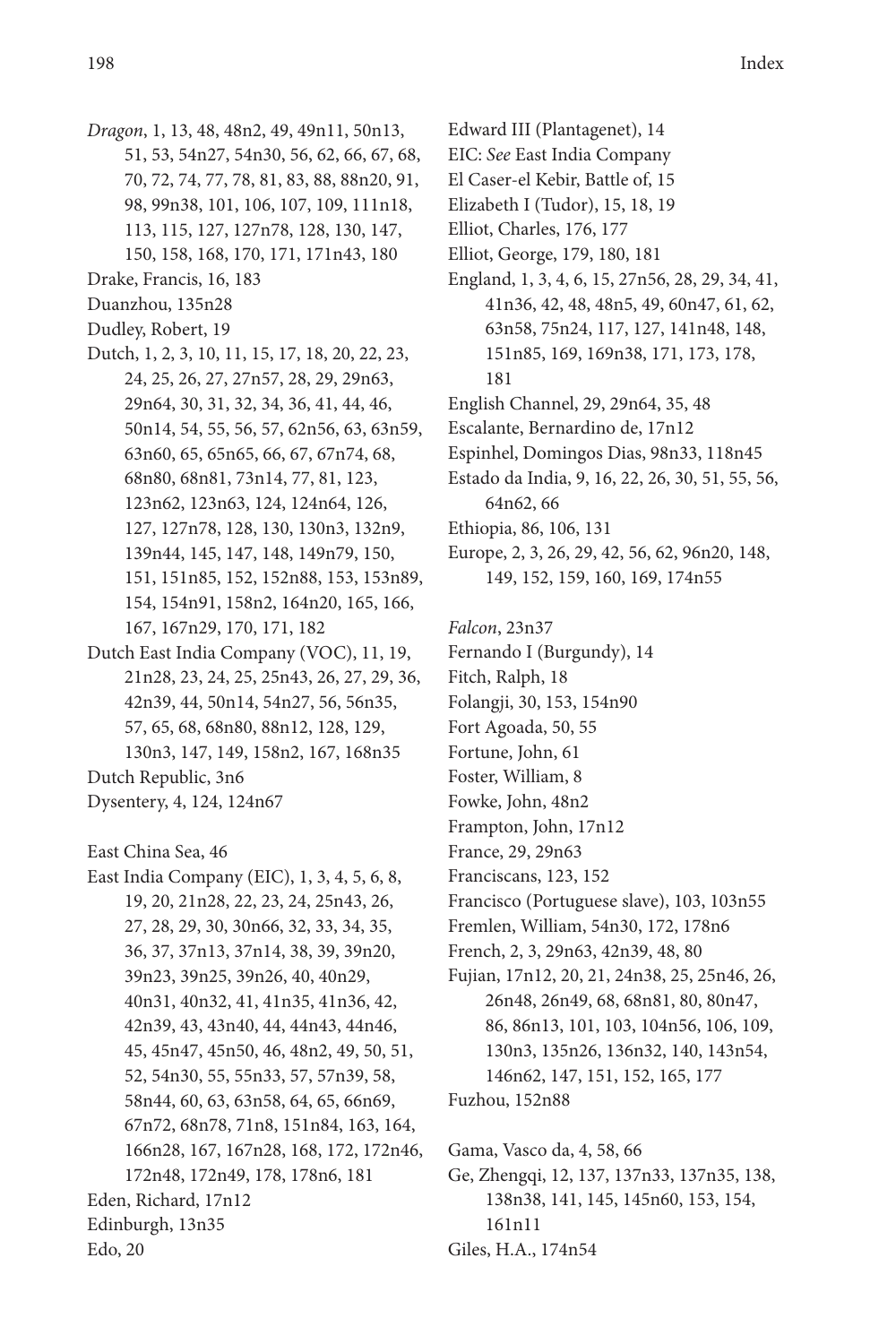*Dragon*, 1, 13, 48, 48n2, 49, 49n11, 50n13, 51, 53, 54n27, 54n30, 56, 62, 66, 67, 68, 70, 72, 74, 77, 78, 81, 83, 88, 88n20, 91, 98, 99n38, 101, 106, 107, 109, 111n18, 113, 115, 127, 127n78, 128, 130, 147, 150, 158, 168, 170, 171, 171n43, 180
Drake, Francis, 16, 183
Duanzhou, 135n28
Dudley, Robert, 19
Dutch, 1, 2, 3, 10, 11, 15, 17, 18, 20, 22, 23, 24, 25, 26, 27, 27n57, 28, 29, 29n63, 29n64, 30, 31, 32, 34, 36, 41, 44, 46, 50n14, 54, 55, 56, 57, 62n56, 63, 63n59, 63n60, 65, 65n65, 66, 67, 67n74, 68, 68n80, 68n81, 73n14, 77, 81, 123, 123n62, 123n63, 124, 124n64, 126, 127, 127n78, 128, 130, 130n3, 132n9, 139n44, 145, 147, 148, 149n79, 150, 151, 151n85, 152, 152n88, 153, 153n89, 154, 154n91, 158n2, 164n20, 165, 166, 167, 167n29, 170, 171, 182
Dutch East India Company (VOC), 11, 19, 21n28, 23, 24, 25, 25n43, 26, 27, 29, 36, 42n39, 44, 50n14, 54n27, 56, 56n35, 57, 65, 68, 68n80, 88n12, 128, 129, 130n3, 147, 149, 158n2, 167, 168n35
Dutch Republic, 3n6
Dysentery, 4, 124, 124n67

East China Sea, 46
East India Company (EIC), 1, 3, 4, 5, 6, 8, 19, 20, 21n28, 22, 23, 24, 25n43, 26, 27, 28, 29, 30, 30n66, 32, 33, 34, 35, 36, 37, 37n13, 37n14, 38, 39, 39n20, 39n23, 39n25, 39n26, 40, 40n29, 40n31, 40n32, 41, 41n35, 41n36, 42, 42n39, 43, 43n40, 44, 44n43, 44n46, 45, 45n47, 45n50, 46, 48n2, 49, 50, 51, 52, 54n30, 55, 55n33, 57, 57n39, 58, 58n44, 60, 63, 63n58, 64, 65, 66n69, 67n72, 68n78, 71n8, 151n84, 163, 164, 166n28, 167, 167n28, 168, 172, 172n46, 172n48, 172n49, 178, 178n6, 181
Eden, Richard, 17n12
Edinburgh, 13n35
Edo, 20
Edward III (Plantagenet), 14
EIC: *See* East India Company
El Caser-el Kebir, Battle of, 15
Elizabeth I (Tudor), 15, 18, 19
Elliot, Charles, 176, 177
Elliot, George, 179, 180, 181
England, 1, 3, 4, 6, 15, 27n56, 28, 29, 34, 41, 41n36, 42, 48, 48n5, 49, 60n47, 61, 62, 63n58, 75n24, 117, 127, 141n48, 148, 151n85, 169, 169n38, 171, 173, 178, 181
English Channel, 29, 29n64, 35, 48
Escalante, Bernardino de, 17n12
Espinhel, Domingos Dias, 98n33, 118n45
Estado da India, 9, 16, 22, 26, 30, 51, 55, 56, 64n62, 66
Ethiopia, 86, 106, 131
Europe, 2, 3, 26, 29, 42, 56, 62, 96n20, 148, 149, 152, 159, 160, 169, 174n55

*Falcon*, 23n37
Fernando I (Burgundy), 14
Fitch, Ralph, 18
Folangji, 30, 153, 154n90
Fort Agoada, 50, 55
Fortune, John, 61
Foster, William, 8
Fowke, John, 48n2
Frampton, John, 17n12
France, 29, 29n63
Franciscans, 123, 152
Francisco (Portuguese slave), 103, 103n55
Fremlen, William, 54n30, 172, 178n6
French, 2, 3, 29n63, 42n39, 48, 80
Fujian, 17n12, 20, 21, 24n38, 25, 25n46, 26, 26n48, 26n49, 68, 68n81, 80, 80n47, 86, 86n13, 101, 103, 104n56, 106, 109, 130n3, 135n26, 136n32, 140, 143n54, 146n62, 147, 151, 152, 165, 177
Fuzhou, 152n88

Gama, Vasco da, 4, 58, 66
Ge, Zhengqi, 12, 137, 137n33, 137n35, 138, 138n38, 141, 145, 145n60, 153, 154, 161n11
Giles, H.A., 174n54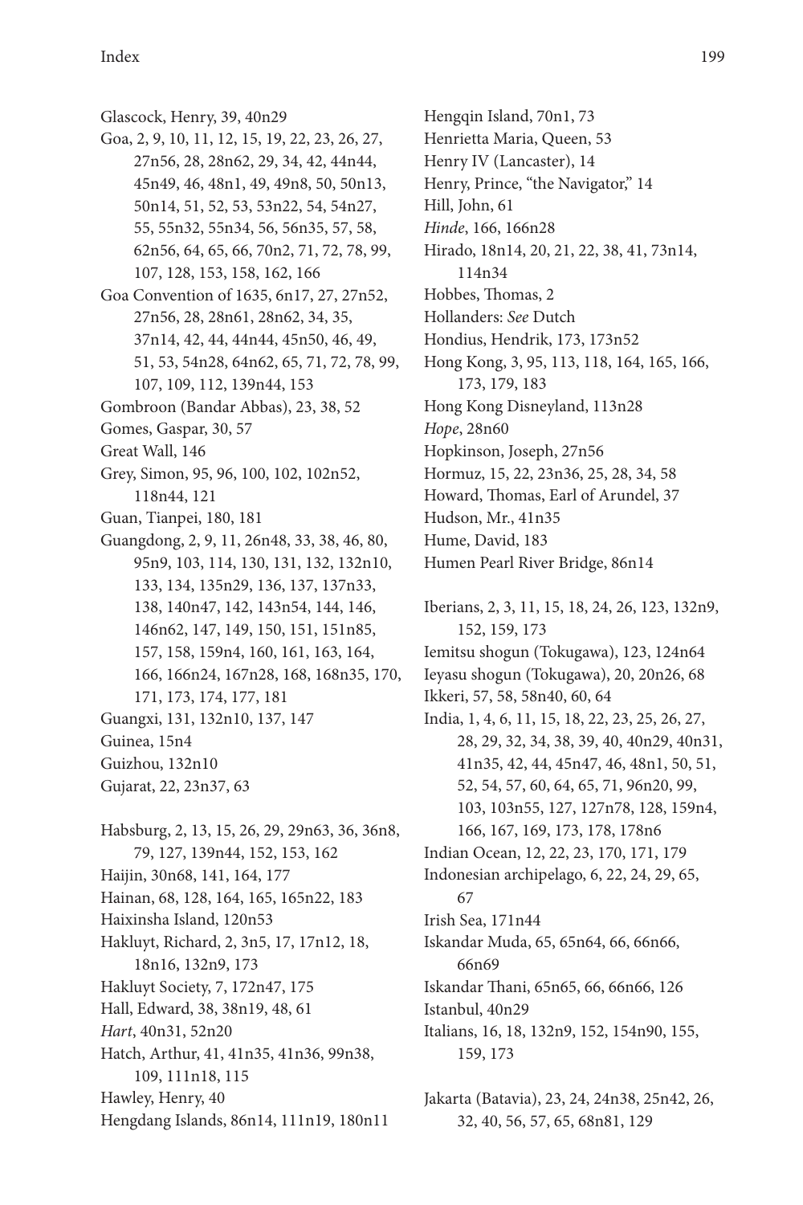Glascock, Henry, 39, 40n29

Goa, 2, 9, 10, 11, 12, 15, 19, 22, 23, 26, 27, 27n56, 28, 28n62, 29, 34, 42, 44n44, 45n49, 46, 48n1, 49, 49n8, 50, 50n13, 50n14, 51, 52, 53, 53n22, 54, 54n27, 55, 55n32, 55n34, 56, 56n35, 57, 58, 62n56, 64, 65, 66, 70n2, 71, 72, 78, 99, 107, 128, 153, 158, 162, 166

Goa Convention of 1635, 6n17, 27, 27n52, 27n56, 28, 28n61, 28n62, 34, 35, 37n14, 42, 44, 44n44, 45n50, 46, 49, 51, 53, 54n28, 64n62, 65, 71, 72, 78, 99, 107, 109, 112, 139n44, 153

Gombroon (Bandar Abbas), 23, 38, 52

Gomes, Gaspar, 30, 57

Great Wall, 146

Grey, Simon, 95, 96, 100, 102, 102n52, 118n44, 121

Guan, Tianpei, 180, 181

Guangdong, 2, 9, 11, 26n48, 33, 38, 46, 80, 95n9, 103, 114, 130, 131, 132, 132n10, 133, 134, 135n29, 136, 137, 137n33, 138, 140n47, 142, 143n54, 144, 146, 146n62, 147, 149, 150, 151, 151n85, 157, 158, 159n4, 160, 161, 163, 164, 166, 166n24, 167n28, 168, 168n35, 170, 171, 173, 174, 177, 181

Guangxi, 131, 132n10, 137, 147

Guinea, 15n4

Guizhou, 132n10

Gujarat, 22, 23n37, 63

Habsburg, 2, 13, 15, 26, 29, 29n63, 36, 36n8, 79, 127, 139n44, 152, 153, 162

Haijin, 30n68, 141, 164, 177

Hainan, 68, 128, 164, 165, 165n22, 183

Haixinsha Island, 120n53

Hakluyt, Richard, 2, 3n5, 17, 17n12, 18, 18n16, 132n9, 173

Hakluyt Society, 7, 172n47, 175

Hall, Edward, 38, 38n19, 48, 61

*Hart*, 40n31, 52n20

Hatch, Arthur, 41, 41n35, 41n36, 99n38, 109, 111n18, 115

Hawley, Henry, 40

Hengdang Islands, 86n14, 111n19, 180n11

Hengqin Island, 70n1, 73

Henrietta Maria, Queen, 53

Henry IV (Lancaster), 14

Henry, Prince, "the Navigator," 14

Hill, John, 61

*Hinde*, 166, 166n28

Hirado, 18n14, 20, 21, 22, 38, 41, 73n14, 114n34

Hobbes, Thomas, 2

Hollanders: *See* Dutch

Hondius, Hendrik, 173, 173n52

Hong Kong, 3, 95, 113, 118, 164, 165, 166, 173, 179, 183

Hong Kong Disneyland, 113n28

*Hope*, 28n60

Hopkinson, Joseph, 27n56

Hormuz, 15, 22, 23n36, 25, 28, 34, 58

Howard, Thomas, Earl of Arundel, 37

Hudson, Mr., 41n35

Hume, David, 183

Humen Pearl River Bridge, 86n14

Iberians, 2, 3, 11, 15, 18, 24, 26, 123, 132n9, 152, 159, 173

Iemitsu shogun (Tokugawa), 123, 124n64

Ieyasu shogun (Tokugawa), 20, 20n26, 68

Ikkeri, 57, 58, 58n40, 60, 64

India, 1, 4, 6, 11, 15, 18, 22, 23, 25, 26, 27, 28, 29, 32, 34, 38, 39, 40, 40n29, 40n31, 41n35, 42, 44, 45n47, 46, 48n1, 50, 51, 52, 54, 57, 60, 64, 65, 71, 96n20, 99, 103, 103n55, 127, 127n78, 128, 159n4, 166, 167, 169, 173, 178, 178n6

Indian Ocean, 12, 22, 23, 170, 171, 179

Indonesian archipelago, 6, 22, 24, 29, 65, 67

Irish Sea, 171n44

Iskandar Muda, 65, 65n64, 66, 66n66, 66n69

Iskandar Thani, 65n65, 66, 66n66, 126

Istanbul, 40n29

Italians, 16, 18, 132n9, 152, 154n90, 155, 159, 173

Jakarta (Batavia), 23, 24, 24n38, 25n42, 26, 32, 40, 56, 57, 65, 68n81, 129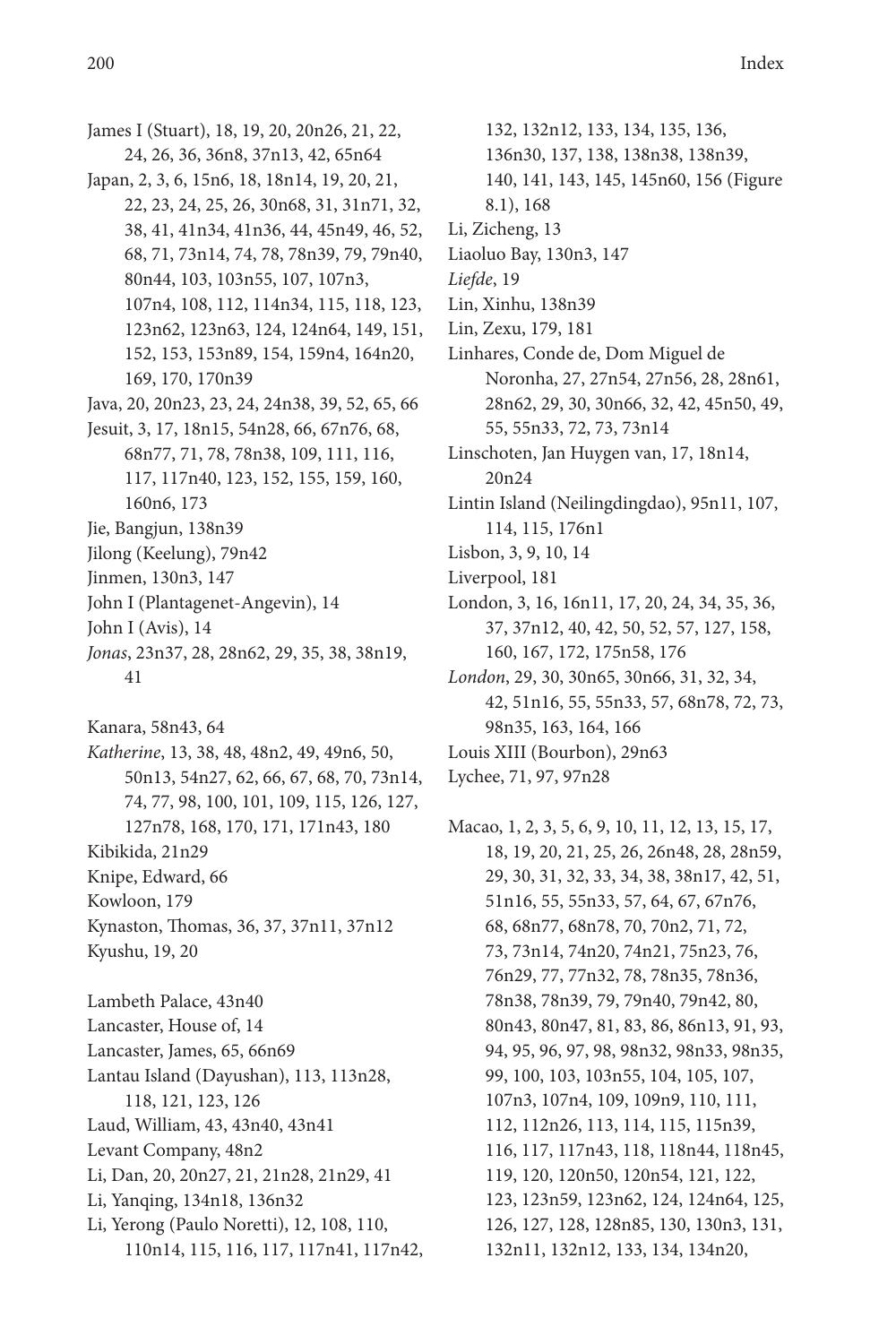James I (Stuart), 18, 19, 20, 20n26, 21, 22, 24, 26, 36, 36n8, 37n13, 42, 65n64

Japan, 2, 3, 6, 15n6, 18, 18n14, 19, 20, 21, 22, 23, 24, 25, 26, 30n68, 31, 31n71, 32, 38, 41, 41n34, 41n36, 44, 45n49, 46, 52, 68, 71, 73n14, 74, 78, 78n39, 79, 79n40, 80n44, 103, 103n55, 107, 107n3, 107n4, 108, 112, 114n34, 115, 118, 123, 123n62, 123n63, 124, 124n64, 149, 151, 152, 153, 153n89, 154, 159n4, 164n20, 169, 170, 170n39

Java, 20, 20n23, 23, 24, 24n38, 39, 52, 65, 66

Jesuit, 3, 17, 18n15, 54n28, 66, 67n76, 68, 68n77, 71, 78, 78n38, 109, 111, 116, 117, 117n40, 123, 152, 155, 159, 160, 160n6, 173

Jie, Bangjun, 138n39

Jilong (Keelung), 79n42

Jinmen, 130n3, 147

John I (Plantagenet-Angevin), 14

John I (Avis), 14

*Jonas*, 23n37, 28, 28n62, 29, 35, 38, 38n19, 41

Kanara, 58n43, 64

*Katherine*, 13, 38, 48, 48n2, 49, 49n6, 50, 50n13, 54n27, 62, 66, 67, 68, 70, 73n14, 74, 77, 98, 100, 101, 109, 115, 126, 127, 127n78, 168, 170, 171, 171n43, 180

Kibikida, 21n29

Knipe, Edward, 66

Kowloon, 179

Kynaston, Thomas, 36, 37, 37n11, 37n12

Kyushu, 19, 20

Lambeth Palace, 43n40

Lancaster, House of, 14

Lancaster, James, 65, 66n69

Lantau Island (Dayushan), 113, 113n28, 118, 121, 123, 126

Laud, William, 43, 43n40, 43n41

Levant Company, 48n2

Li, Dan, 20, 20n27, 21, 21n28, 21n29, 41

Li, Yanqing, 134n18, 136n32

Li, Yerong (Paulo Noretti), 12, 108, 110, 110n14, 115, 116, 117, 117n41, 117n42, 132, 132n12, 133, 134, 135, 136, 136n30, 137, 138, 138n38, 138n39, 140, 141, 143, 145, 145n60, 156 (Figure 8.1), 168

Li, Zicheng, 13

Liaoluo Bay, 130n3, 147

*Liefde*, 19

Lin, Xinhu, 138n39

Lin, Zexu, 179, 181

Linhares, Conde de, Dom Miguel de Noronha, 27, 27n54, 27n56, 28, 28n61, 28n62, 29, 30, 30n66, 32, 42, 45n50, 49, 55, 55n33, 72, 73, 73n14

Linschoten, Jan Huygen van, 17, 18n14, 20n24

Lintin Island (Neilingdingdao), 95n11, 107, 114, 115, 176n1

Lisbon, 3, 9, 10, 14

Liverpool, 181

London, 3, 16, 16n11, 17, 20, 24, 34, 35, 36, 37, 37n12, 40, 42, 50, 52, 57, 127, 158, 160, 167, 172, 175n58, 176

*London*, 29, 30, 30n65, 30n66, 31, 32, 34, 42, 51n16, 55, 55n33, 57, 68n78, 72, 73, 98n35, 163, 164, 166

Louis XIII (Bourbon), 29n63

Lychee, 71, 97, 97n28

Macao, 1, 2, 3, 5, 6, 9, 10, 11, 12, 13, 15, 17, 18, 19, 20, 21, 25, 26, 26n48, 28, 28n59, 29, 30, 31, 32, 33, 34, 38, 38n17, 42, 51, 51n16, 55, 55n33, 57, 64, 67, 67n76, 68, 68n77, 68n78, 70, 70n2, 71, 72, 73, 73n14, 74n20, 74n21, 75n23, 76, 76n29, 77, 77n32, 78, 78n35, 78n36, 78n38, 78n39, 79, 79n40, 79n42, 80, 80n43, 80n47, 81, 83, 86, 86n13, 91, 93, 94, 95, 96, 97, 98, 98n32, 98n33, 98n35, 99, 100, 103, 103n55, 104, 105, 107, 107n3, 107n4, 109, 109n9, 110, 111, 112, 112n26, 113, 114, 115, 115n39, 116, 117, 117n43, 118, 118n44, 118n45, 119, 120, 120n50, 120n54, 121, 122, 123, 123n59, 123n62, 124, 124n64, 125, 126, 127, 128, 128n85, 130, 130n3, 131, 132n11, 132n12, 133, 134, 134n20,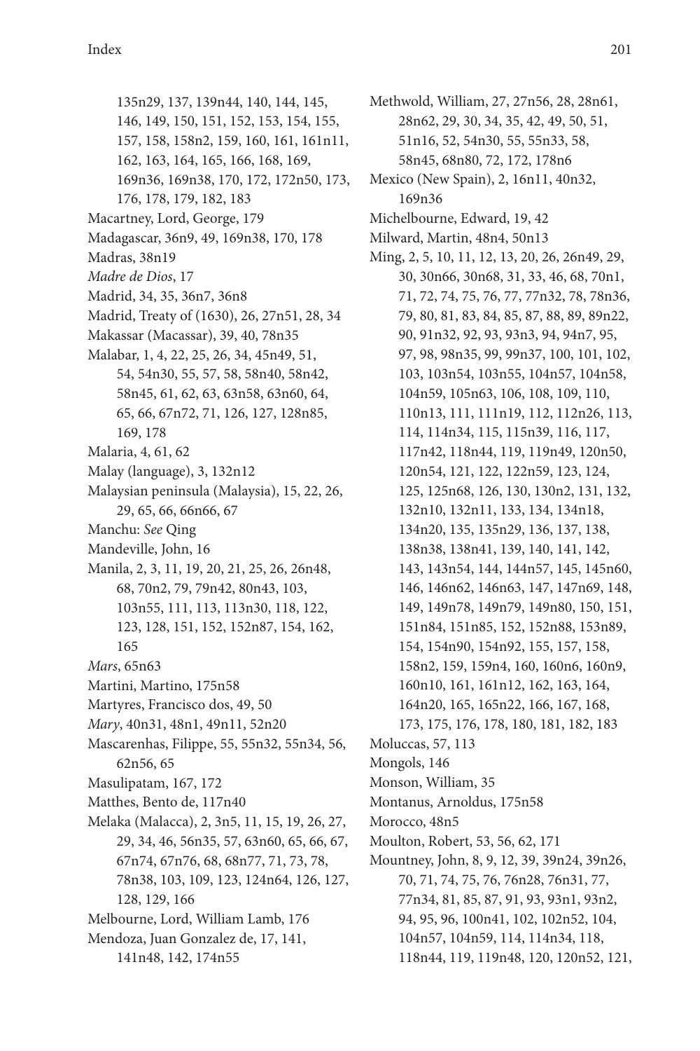135n29, 137, 139n44, 140, 144, 145, 146, 149, 150, 151, 152, 153, 154, 155, 157, 158, 158n2, 159, 160, 161, 161n11, 162, 163, 164, 165, 166, 168, 169, 169n36, 169n38, 170, 172, 172n50, 173, 176, 178, 179, 182, 183

Macartney, Lord, George, 179

Madagascar, 36n9, 49, 169n38, 170, 178

Madras, 38n19

*Madre de Dios*, 17

Madrid, 34, 35, 36n7, 36n8

Madrid, Treaty of (1630), 26, 27n51, 28, 34

Makassar (Macassar), 39, 40, 78n35

Malabar, 1, 4, 22, 25, 26, 34, 45n49, 51, 54, 54n30, 55, 57, 58, 58n40, 58n42, 58n45, 61, 62, 63, 63n58, 63n60, 64, 65, 66, 67n72, 71, 126, 127, 128n85, 169, 178

Malaria, 4, 61, 62

Malay (language), 3, 132n12

Malaysian peninsula (Malaysia), 15, 22, 26, 29, 65, 66, 66n66, 67

Manchu: *See* Qing

Mandeville, John, 16

Manila, 2, 3, 11, 19, 20, 21, 25, 26, 26n48, 68, 70n2, 79, 79n42, 80n43, 103, 103n55, 111, 113, 113n30, 118, 122, 123, 128, 151, 152, 152n87, 154, 162, 165

*Mars*, 65n63

Martini, Martino, 175n58

Martyres, Francisco dos, 49, 50

*Mary*, 40n31, 48n1, 49n11, 52n20

Mascarenhas, Filippe, 55, 55n32, 55n34, 56, 62n56, 65

Masulipatam, 167, 172

Matthes, Bento de, 117n40

Melaka (Malacca), 2, 3n5, 11, 15, 19, 26, 27, 29, 34, 46, 56n35, 57, 63n60, 65, 66, 67, 67n74, 67n76, 68, 68n77, 71, 73, 78, 78n38, 103, 109, 123, 124n64, 126, 127, 128, 129, 166

Melbourne, Lord, William Lamb, 176

Mendoza, Juan Gonzalez de, 17, 141, 141n48, 142, 174n55

Methwold, William, 27, 27n56, 28, 28n61, 28n62, 29, 30, 34, 35, 42, 49, 50, 51, 51n16, 52, 54n30, 55, 55n33, 58, 58n45, 68n80, 72, 172, 178n6

Mexico (New Spain), 2, 16n11, 40n32, 169n36

Michelbourne, Edward, 19, 42

Milward, Martin, 48n4, 50n13

Ming, 2, 5, 10, 11, 12, 13, 20, 26, 26n49, 29, 30, 30n66, 30n68, 31, 33, 46, 68, 70n1, 71, 72, 74, 75, 76, 77, 77n32, 78, 78n36, 79, 80, 81, 83, 84, 85, 87, 88, 89, 89n22, 90, 91n32, 92, 93, 93n3, 94, 94n7, 95, 97, 98, 98n35, 99, 99n37, 100, 101, 102, 103, 103n54, 103n55, 104n57, 104n58, 104n59, 105n63, 106, 108, 109, 110, 110n13, 111, 111n19, 112, 112n26, 113, 114, 114n34, 115, 115n39, 116, 117, 117n42, 118n44, 119, 119n49, 120n50, 120n54, 121, 122, 122n59, 123, 124, 125, 125n68, 126, 130, 130n2, 131, 132, 132n10, 132n11, 133, 134, 134n18, 134n20, 135, 135n29, 136, 137, 138, 138n38, 138n41, 139, 140, 141, 142, 143, 143n54, 144, 144n57, 145, 145n60, 146, 146n62, 146n63, 147, 147n69, 148, 149, 149n78, 149n79, 149n80, 150, 151, 151n84, 151n85, 152, 152n88, 153n89, 154, 154n90, 154n92, 155, 157, 158, 158n2, 159, 159n4, 160, 160n6, 160n9, 160n10, 161, 161n12, 162, 163, 164, 164n20, 165, 165n22, 166, 167, 168, 173, 175, 176, 178, 180, 181, 182, 183

Moluccas, 57, 113

Mongols, 146

Monson, William, 35

Montanus, Arnoldus, 175n58

Morocco, 48n5

Moulton, Robert, 53, 56, 62, 171

Mountney, John, 8, 9, 12, 39, 39n24, 39n26, 70, 71, 74, 75, 76, 76n28, 76n31, 77, 77n34, 81, 85, 87, 91, 93, 93n1, 93n2, 94, 95, 96, 100n41, 102, 102n52, 104, 104n57, 104n59, 114, 114n34, 118, 118n44, 119, 119n48, 120, 120n52, 121,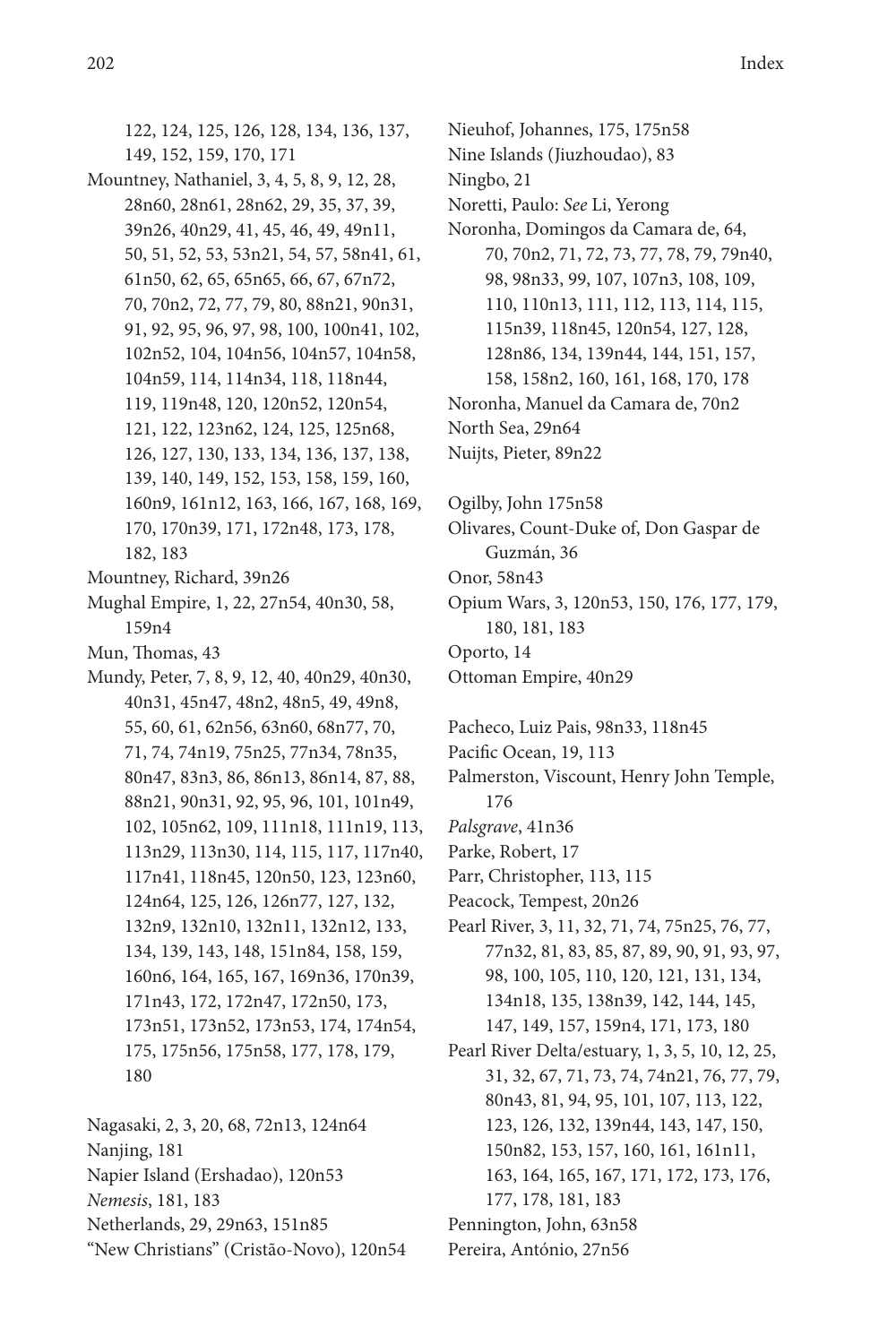122, 124, 125, 126, 128, 134, 136, 137, 149, 152, 159, 170, 171

Mountney, Nathaniel, 3, 4, 5, 8, 9, 12, 28, 28n60, 28n61, 28n62, 29, 35, 37, 39, 39n26, 40n29, 41, 45, 46, 49, 49n11, 50, 51, 52, 53, 53n21, 54, 57, 58n41, 61, 61n50, 62, 65, 65n65, 66, 67, 67n72, 70, 70n2, 72, 77, 79, 80, 88n21, 90n31, 91, 92, 95, 96, 97, 98, 100, 100n41, 102, 102n52, 104, 104n56, 104n57, 104n58, 104n59, 114, 114n34, 118, 118n44, 119, 119n48, 120, 120n52, 120n54, 121, 122, 123n62, 124, 125, 125n68, 126, 127, 130, 133, 134, 136, 137, 138, 139, 140, 149, 152, 153, 158, 159, 160, 160n9, 161n12, 163, 166, 167, 168, 169, 170, 170n39, 171, 172n48, 173, 178, 182, 183

Mountney, Richard, 39n26

Mughal Empire, 1, 22, 27n54, 40n30, 58, 159n4

Mun, Thomas, 43

Mundy, Peter, 7, 8, 9, 12, 40, 40n29, 40n30, 40n31, 45n47, 48n2, 48n5, 49, 49n8, 55, 60, 61, 62n56, 63n60, 68n77, 70, 71, 74, 74n19, 75n25, 77n34, 78n35, 80n47, 83n3, 86, 86n13, 86n14, 87, 88, 88n21, 90n31, 92, 95, 96, 101, 101n49, 102, 105n62, 109, 111n18, 111n19, 113, 113n29, 113n30, 114, 115, 117, 117n40, 117n41, 118n45, 120n50, 123, 123n60, 124n64, 125, 126, 126n77, 127, 132, 132n9, 132n10, 132n11, 132n12, 133, 134, 139, 143, 148, 151n84, 158, 159, 160n6, 164, 165, 167, 169n36, 170n39, 171n43, 172, 172n47, 172n50, 173, 173n51, 173n52, 173n53, 174, 174n54, 175, 175n56, 175n58, 177, 178, 179, 180

Nagasaki, 2, 3, 20, 68, 72n13, 124n64

Nanjing, 181

Napier Island (Ershadao), 120n53

*Nemesis*, 181, 183

Netherlands, 29, 29n63, 151n85

"New Christians" (Cristão-Novo), 120n54

Nieuhof, Johannes, 175, 175n58

Nine Islands (Jiuzhoudao), 83

Ningbo, 21

Noretti, Paulo: *See* Li, Yerong

Noronha, Domingos da Camara de, 64, 70, 70n2, 71, 72, 73, 77, 78, 79, 79n40, 98, 98n33, 99, 107, 107n3, 108, 109, 110, 110n13, 111, 112, 113, 114, 115, 115n39, 118n45, 120n54, 127, 128, 128n86, 134, 139n44, 144, 151, 157, 158, 158n2, 160, 161, 168, 170, 178

Noronha, Manuel da Camara de, 70n2

North Sea, 29n64

Nuijts, Pieter, 89n22

Ogilby, John 175n58

Olivares, Count-Duke of, Don Gaspar de Guzmán, 36

Onor, 58n43

Opium Wars, 3, 120n53, 150, 176, 177, 179, 180, 181, 183

Oporto, 14

Ottoman Empire, 40n29

Pacheco, Luiz Pais, 98n33, 118n45

Pacific Ocean, 19, 113

Palmerston, Viscount, Henry John Temple, 176

*Palsgrave*, 41n36

Parke, Robert, 17

Parr, Christopher, 113, 115

Peacock, Tempest, 20n26

Pearl River, 3, 11, 32, 71, 74, 75n25, 76, 77, 77n32, 81, 83, 85, 87, 89, 90, 91, 93, 97, 98, 100, 105, 110, 120, 121, 131, 134, 134n18, 135, 138n39, 142, 144, 145, 147, 149, 157, 159n4, 171, 173, 180

Pearl River Delta/estuary, 1, 3, 5, 10, 12, 25, 31, 32, 67, 71, 73, 74, 74n21, 76, 77, 79, 80n43, 81, 94, 95, 101, 107, 113, 122, 123, 126, 132, 139n44, 143, 147, 150, 150n82, 153, 157, 160, 161, 161n11, 163, 164, 165, 167, 171, 172, 173, 176, 177, 178, 181, 183

Pennington, John, 63n58

Pereira, António, 27n56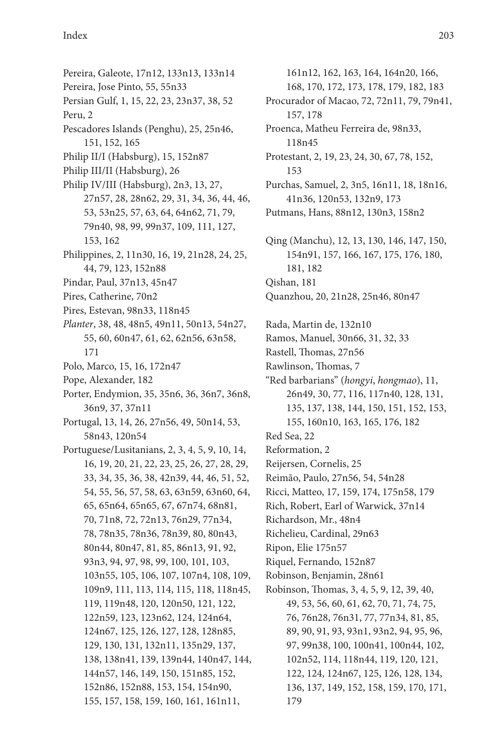Pereira, Galeote, 17n12, 133n13, 133n14
Pereira, Jose Pinto, 55, 55n33
Persian Gulf, 1, 15, 22, 23, 23n37, 38, 52
Peru, 2
Pescadores Islands (Penghu), 25, 25n46, 151, 152, 165
Philip II/I (Habsburg), 15, 152n87
Philip III/II (Habsburg), 26
Philip IV/III (Habsburg), 2n3, 13, 27, 27n57, 28, 28n62, 29, 31, 34, 36, 44, 46, 53, 53n25, 57, 63, 64, 64n62, 71, 79, 79n40, 98, 99, 99n37, 109, 111, 127, 153, 162
Philippines, 2, 11n30, 16, 19, 21n28, 24, 25, 44, 79, 123, 152n88
Pindar, Paul, 37n13, 45n47
Pires, Catherine, 70n2
Pires, Estevan, 98n33, 118n45
*Planter*, 38, 48, 48n5, 49n11, 50n13, 54n27, 55, 60, 60n47, 61, 62, 62n56, 63n58, 171
Polo, Marco, 15, 16, 172n47
Pope, Alexander, 182
Porter, Endymion, 35, 35n6, 36, 36n7, 36n8, 36n9, 37, 37n11
Portugal, 13, 14, 26, 27n56, 49, 50n14, 53, 58n43, 120n54
Portuguese/Lusitanians, 2, 3, 4, 5, 9, 10, 14, 16, 19, 20, 21, 22, 23, 25, 26, 27, 28, 29, 33, 34, 35, 36, 38, 42n39, 44, 46, 51, 52, 54, 55, 56, 57, 58, 63, 63n59, 63n60, 64, 65, 65n64, 65n65, 67, 67n74, 68n81, 70, 71n8, 72, 72n13, 76n29, 77n34, 78, 78n35, 78n36, 78n39, 80, 80n43, 80n44, 80n47, 81, 85, 86n13, 91, 92, 93n3, 94, 97, 98, 99, 100, 101, 103, 103n55, 105, 106, 107, 107n4, 108, 109, 109n9, 111, 113, 114, 115, 118, 118n45, 119, 119n48, 120, 120n50, 121, 122, 122n59, 123, 123n62, 124, 124n64, 124n67, 125, 126, 127, 128, 128n85, 129, 130, 131, 132n11, 135n29, 137, 138, 138n41, 139, 139n44, 140n47, 144, 144n57, 146, 149, 150, 151n85, 152, 152n86, 152n88, 153, 154, 154n90, 155, 157, 158, 159, 160, 161, 161n11, 161n12, 162, 163, 164, 164n20, 166, 168, 170, 172, 173, 178, 179, 182, 183
Procurador of Macao, 72, 72n11, 79, 79n41, 157, 178
Proenca, Matheu Ferreira de, 98n33, 118n45
Protestant, 2, 19, 23, 24, 30, 67, 78, 152, 153
Purchas, Samuel, 2, 3n5, 16n11, 18, 18n16, 41n36, 120n53, 132n9, 173
Putmans, Hans, 88n12, 130n3, 158n2

Qing (Manchu), 12, 13, 130, 146, 147, 150, 154n91, 157, 166, 167, 175, 176, 180, 181, 182
Qishan, 181
Quanzhou, 20, 21n28, 25n46, 80n47

Rada, Martin de, 132n10
Ramos, Manuel, 30n66, 31, 32, 33
Rastell, Thomas, 27n56
Rawlinson, Thomas, 7
"Red barbarians" (*hongyi*, *hongmao*), 11, 26n49, 30, 77, 116, 117n40, 128, 131, 135, 137, 138, 144, 150, 151, 152, 153, 155, 160n10, 163, 165, 176, 182
Red Sea, 22
Reformation, 2
Reijersen, Cornelis, 25
Reimão, Paulo, 27n56, 54, 54n28
Ricci, Matteo, 17, 159, 174, 175n58, 179
Rich, Robert, Earl of Warwick, 37n14
Richardson, Mr., 48n4
Richelieu, Cardinal, 29n63
Ripon, Elie 175n57
Riquel, Fernando, 152n87
Robinson, Benjamin, 28n61
Robinson, Thomas, 3, 4, 5, 9, 12, 39, 40, 49, 53, 56, 60, 61, 62, 70, 71, 74, 75, 76, 76n28, 76n31, 77, 77n34, 81, 85, 89, 90, 91, 93, 93n1, 93n2, 94, 95, 96, 97, 99n38, 100, 100n41, 100n44, 102, 102n52, 114, 118n44, 119, 120, 121, 122, 124, 124n67, 125, 126, 128, 134, 136, 137, 149, 152, 158, 159, 170, 171, 179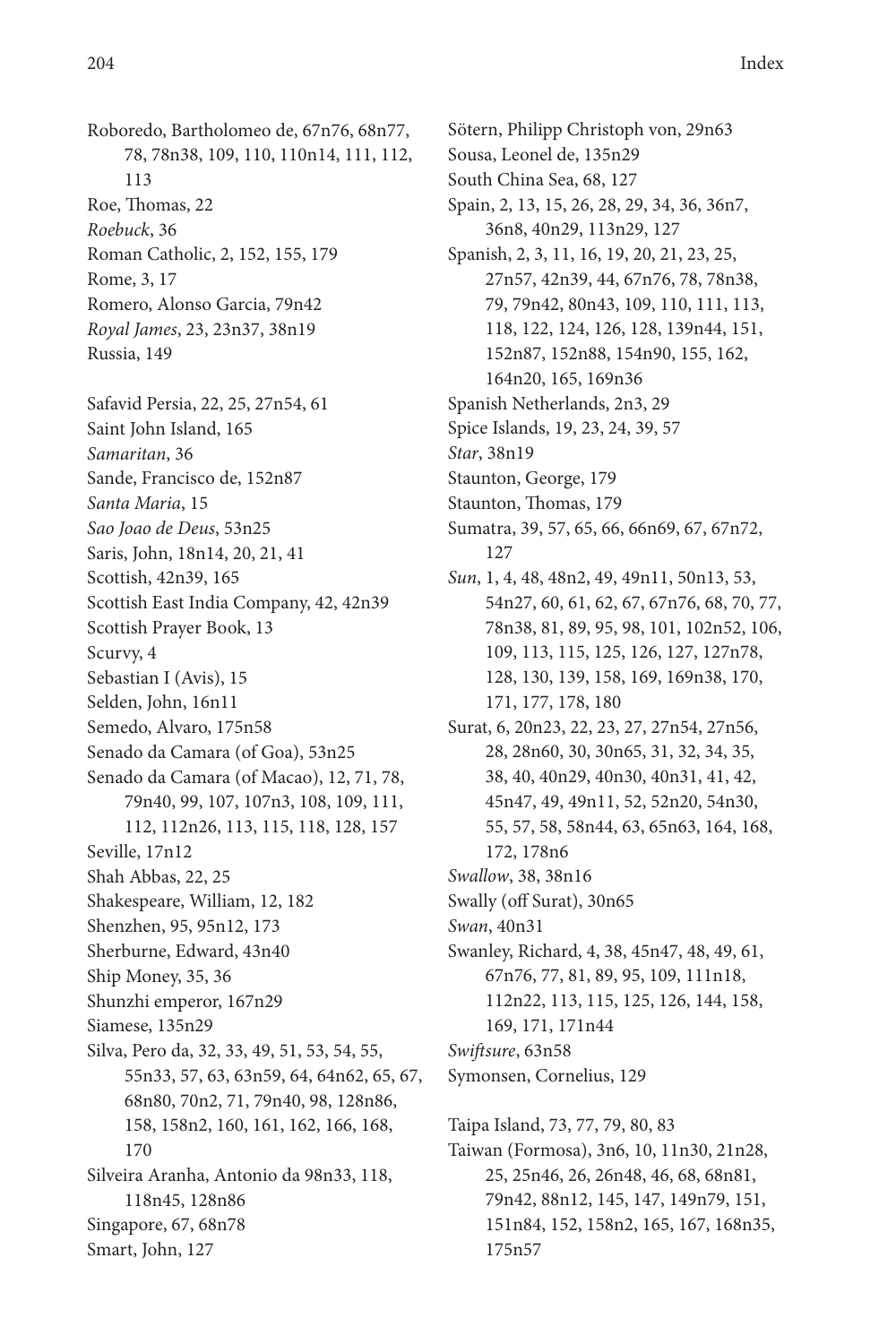Roboredo, Bartholomeo de, 67n76, 68n77, 78, 78n38, 109, 110, 110n14, 111, 112, 113
Roe, Thomas, 22
*Roebuck*, 36
Roman Catholic, 2, 152, 155, 179
Rome, 3, 17
Romero, Alonso Garcia, 79n42
*Royal James*, 23, 23n37, 38n19
Russia, 149

Safavid Persia, 22, 25, 27n54, 61
Saint John Island, 165
*Samaritan*, 36
Sande, Francisco de, 152n87
*Santa Maria*, 15
*Sao Joao de Deus*, 53n25
Saris, John, 18n14, 20, 21, 41
Scottish, 42n39, 165
Scottish East India Company, 42, 42n39
Scottish Prayer Book, 13
Scurvy, 4
Sebastian I (Avis), 15
Selden, John, 16n11
Semedo, Alvaro, 175n58
Senado da Camara (of Goa), 53n25
Senado da Camara (of Macao), 12, 71, 78, 79n40, 99, 107, 107n3, 108, 109, 111, 112, 112n26, 113, 115, 118, 128, 157
Seville, 17n12
Shah Abbas, 22, 25
Shakespeare, William, 12, 182
Shenzhen, 95, 95n12, 173
Sherburne, Edward, 43n40
Ship Money, 35, 36
Shunzhi emperor, 167n29
Siamese, 135n29
Silva, Pero da, 32, 33, 49, 51, 53, 54, 55, 55n33, 57, 63, 63n59, 64, 64n62, 65, 67, 68n80, 70n2, 71, 79n40, 98, 128n86, 158, 158n2, 160, 161, 162, 166, 168, 170
Silveira Aranha, Antonio da 98n33, 118, 118n45, 128n86
Singapore, 67, 68n78
Smart, John, 127
Sötern, Philipp Christoph von, 29n63
Sousa, Leonel de, 135n29
South China Sea, 68, 127
Spain, 2, 13, 15, 26, 28, 29, 34, 36, 36n7, 36n8, 40n29, 113n29, 127
Spanish, 2, 3, 11, 16, 19, 20, 21, 23, 25, 27n57, 42n39, 44, 67n76, 78, 78n38, 79, 79n42, 80n43, 109, 110, 111, 113, 118, 122, 124, 126, 128, 139n44, 151, 152n87, 152n88, 154n90, 155, 162, 164n20, 165, 169n36
Spanish Netherlands, 2n3, 29
Spice Islands, 19, 23, 24, 39, 57
*Star*, 38n19
Staunton, George, 179
Staunton, Thomas, 179
Sumatra, 39, 57, 65, 66, 66n69, 67, 67n72, 127
*Sun*, 1, 4, 48, 48n2, 49, 49n11, 50n13, 53, 54n27, 60, 61, 62, 67, 67n76, 68, 70, 77, 78n38, 81, 89, 95, 98, 101, 102n52, 106, 109, 113, 115, 125, 126, 127, 127n78, 128, 130, 139, 158, 169, 169n38, 170, 171, 177, 178, 180
Surat, 6, 20n23, 22, 23, 27, 27n54, 27n56, 28, 28n60, 30, 30n65, 31, 32, 34, 35, 38, 40, 40n29, 40n30, 40n31, 41, 42, 45n47, 49, 49n11, 52, 52n20, 54n30, 55, 57, 58, 58n44, 63, 65n63, 164, 168, 172, 178n6
*Swallow*, 38, 38n16
Swally (off Surat), 30n65
*Swan*, 40n31
Swanley, Richard, 4, 38, 45n47, 48, 49, 61, 67n76, 77, 81, 89, 95, 109, 111n18, 112n22, 113, 115, 125, 126, 144, 158, 169, 171, 171n44
*Swiftsure*, 63n58
Symonsen, Cornelius, 129

Taipa Island, 73, 77, 79, 80, 83
Taiwan (Formosa), 3n6, 10, 11n30, 21n28, 25, 25n46, 26, 26n48, 46, 68, 68n81, 79n42, 88n12, 145, 147, 149n79, 151, 151n84, 152, 158n2, 165, 167, 168n35, 175n57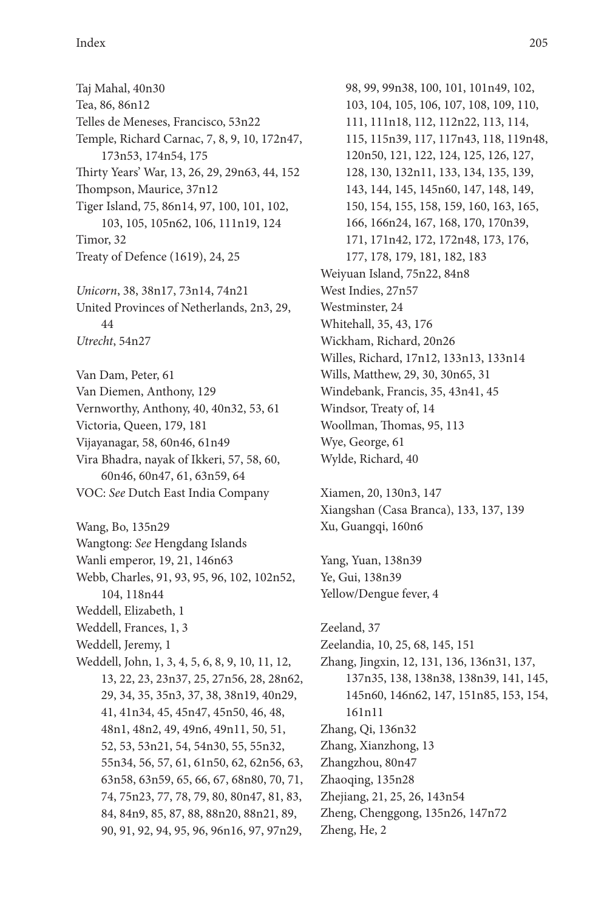Taj Mahal, 40n30
Tea, 86, 86n12
Telles de Meneses, Francisco, 53n22
Temple, Richard Carnac, 7, 8, 9, 10, 172n47, 173n53, 174n54, 175
Thirty Years' War, 13, 26, 29, 29n63, 44, 152
Thompson, Maurice, 37n12
Tiger Island, 75, 86n14, 97, 100, 101, 102, 103, 105, 105n62, 106, 111n19, 124
Timor, 32
Treaty of Defence (1619), 24, 25

*Unicorn*, 38, 38n17, 73n14, 74n21
United Provinces of Netherlands, 2n3, 29, 44
*Utrecht*, 54n27

Van Dam, Peter, 61
Van Diemen, Anthony, 129
Vernworthy, Anthony, 40, 40n32, 53, 61
Victoria, Queen, 179, 181
Vijayanagar, 58, 60n46, 61n49
Vira Bhadra, nayak of Ikkeri, 57, 58, 60, 60n46, 60n47, 61, 63n59, 64
VOC: *See* Dutch East India Company

Wang, Bo, 135n29
Wangtong: *See* Hengdang Islands
Wanli emperor, 19, 21, 146n63
Webb, Charles, 91, 93, 95, 96, 102, 102n52, 104, 118n44
Weddell, Elizabeth, 1
Weddell, Frances, 1, 3
Weddell, Jeremy, 1
Weddell, John, 1, 3, 4, 5, 6, 8, 9, 10, 11, 12, 13, 22, 23, 23n37, 25, 27n56, 28, 28n62, 29, 34, 35, 35n3, 37, 38, 38n19, 40n29, 41, 41n34, 45, 45n47, 45n50, 46, 48, 48n1, 48n2, 49, 49n6, 49n11, 50, 51, 52, 53, 53n21, 54, 54n30, 55, 55n32, 55n34, 56, 57, 61, 61n50, 62, 62n56, 63, 63n58, 63n59, 65, 66, 67, 68n80, 70, 71, 74, 75n23, 77, 78, 79, 80, 80n47, 81, 83, 84, 84n9, 85, 87, 88, 88n20, 88n21, 89, 90, 91, 92, 94, 95, 96, 96n16, 97, 97n29, 98, 99, 99n38, 100, 101, 101n49, 102, 103, 104, 105, 106, 107, 108, 109, 110, 111, 111n18, 112, 112n22, 113, 114, 115, 115n39, 117, 117n43, 118, 119n48, 120n50, 121, 122, 124, 125, 126, 127, 128, 130, 132n11, 133, 134, 135, 139, 143, 144, 145, 145n60, 147, 148, 149, 150, 154, 155, 158, 159, 160, 163, 165, 166, 166n24, 167, 168, 170, 170n39, 171, 171n42, 172, 172n48, 173, 176, 177, 178, 179, 181, 182, 183
Weiyuan Island, 75n22, 84n8
West Indies, 27n57
Westminster, 24
Whitehall, 35, 43, 176
Wickham, Richard, 20n26
Willes, Richard, 17n12, 133n13, 133n14
Wills, Matthew, 29, 30, 30n65, 31
Windebank, Francis, 35, 43n41, 45
Windsor, Treaty of, 14
Woollman, Thomas, 95, 113
Wye, George, 61
Wylde, Richard, 40

Xiamen, 20, 130n3, 147
Xiangshan (Casa Branca), 133, 137, 139
Xu, Guangqi, 160n6

Yang, Yuan, 138n39
Ye, Gui, 138n39
Yellow/Dengue fever, 4

Zeeland, 37
Zeelandia, 10, 25, 68, 145, 151
Zhang, Jingxin, 12, 131, 136, 136n31, 137, 137n35, 138, 138n38, 138n39, 141, 145, 145n60, 146n62, 147, 151n85, 153, 154, 161n11
Zhang, Qi, 136n32
Zhang, Xianzhong, 13
Zhangzhou, 80n47
Zhaoqing, 135n28
Zhejiang, 21, 25, 26, 143n54
Zheng, Chenggong, 135n26, 147n72
Zheng, He, 2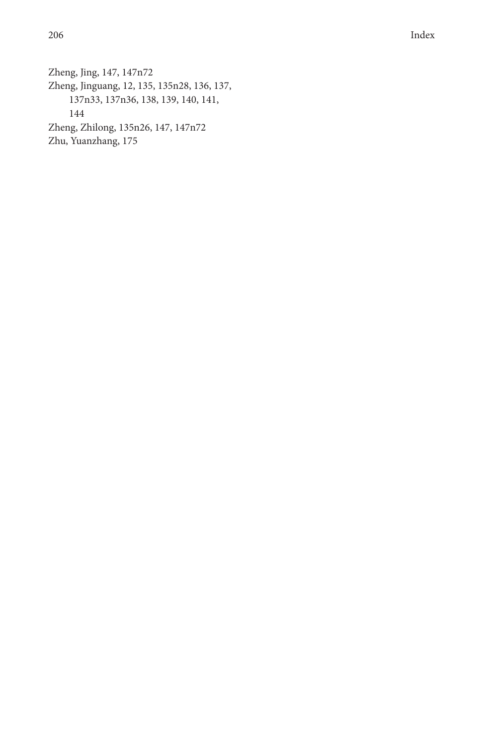Zheng, Jing, 147, 147n72
Zheng, Jinguang, 12, 135, 135n28, 136, 137, 137n33, 137n36, 138, 139, 140, 141, 144
Zheng, Zhilong, 135n26, 147, 147n72
Zhu, Yuanzhang, 175